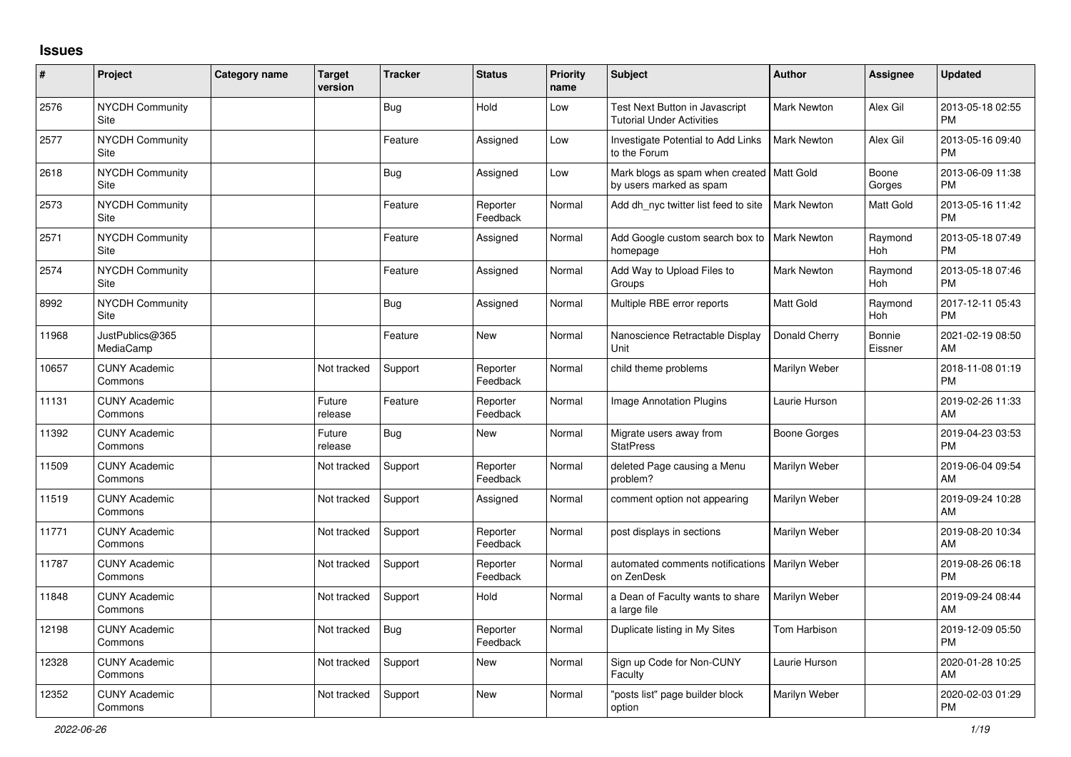## Issues

| # | Project | Category name | Target version | Tracker | Status | Priority name | Subject | Author | Assignee | Updated |
|---|---|---|---|---|---|---|---|---|---|---|
| 2576 | NYCDH Community Site | | | Bug | Hold | Low | Test Next Button in Javascript Tutorial Under Activities | Mark Newton | Alex Gil | 2013-05-18 02:55 PM |
| 2577 | NYCDH Community Site | | | Feature | Assigned | Low | Investigate Potential to Add Links to the Forum | Mark Newton | Alex Gil | 2013-05-16 09:40 PM |
| 2618 | NYCDH Community Site | | | Bug | Assigned | Low | Mark blogs as spam when created by users marked as spam | Matt Gold | Boone Gorges | 2013-06-09 11:38 PM |
| 2573 | NYCDH Community Site | | | Feature | Reporter Feedback | Normal | Add dh_nyc twitter list feed to site | Mark Newton | Matt Gold | 2013-05-16 11:42 PM |
| 2571 | NYCDH Community Site | | | Feature | Assigned | Normal | Add Google custom search box to homepage | Mark Newton | Raymond Hoh | 2013-05-18 07:49 PM |
| 2574 | NYCDH Community Site | | | Feature | Assigned | Normal | Add Way to Upload Files to Groups | Mark Newton | Raymond Hoh | 2013-05-18 07:46 PM |
| 8992 | NYCDH Community Site | | | Bug | Assigned | Normal | Multiple RBE error reports | Matt Gold | Raymond Hoh | 2017-12-11 05:43 PM |
| 11968 | JustPublics@365 MediaCamp | | | Feature | New | Normal | Nanoscience Retractable Display Unit | Donald Cherry | Bonnie Eissner | 2021-02-19 08:50 AM |
| 10657 | CUNY Academic Commons | | Not tracked | Support | Reporter Feedback | Normal | child theme problems | Marilyn Weber | | 2018-11-08 01:19 PM |
| 11131 | CUNY Academic Commons | | Future release | Feature | Reporter Feedback | Normal | Image Annotation Plugins | Laurie Hurson | | 2019-02-26 11:33 AM |
| 11392 | CUNY Academic Commons | | Future release | Bug | New | Normal | Migrate users away from StatPress | Boone Gorges | | 2019-04-23 03:53 PM |
| 11509 | CUNY Academic Commons | | Not tracked | Support | Reporter Feedback | Normal | deleted Page causing a Menu problem? | Marilyn Weber | | 2019-06-04 09:54 AM |
| 11519 | CUNY Academic Commons | | Not tracked | Support | Assigned | Normal | comment option not appearing | Marilyn Weber | | 2019-09-24 10:28 AM |
| 11771 | CUNY Academic Commons | | Not tracked | Support | Reporter Feedback | Normal | post displays in sections | Marilyn Weber | | 2019-08-20 10:34 AM |
| 11787 | CUNY Academic Commons | | Not tracked | Support | Reporter Feedback | Normal | automated comments notifications on ZenDesk | Marilyn Weber | | 2019-08-26 06:18 PM |
| 11848 | CUNY Academic Commons | | Not tracked | Support | Hold | Normal | a Dean of Faculty wants to share a large file | Marilyn Weber | | 2019-09-24 08:44 AM |
| 12198 | CUNY Academic Commons | | Not tracked | Bug | Reporter Feedback | Normal | Duplicate listing in My Sites | Tom Harbison | | 2019-12-09 05:50 PM |
| 12328 | CUNY Academic Commons | | Not tracked | Support | New | Normal | Sign up Code for Non-CUNY Faculty | Laurie Hurson | | 2020-01-28 10:25 AM |
| 12352 | CUNY Academic Commons | | Not tracked | Support | New | Normal | "posts list" page builder block option | Marilyn Weber | | 2020-02-03 01:29 PM |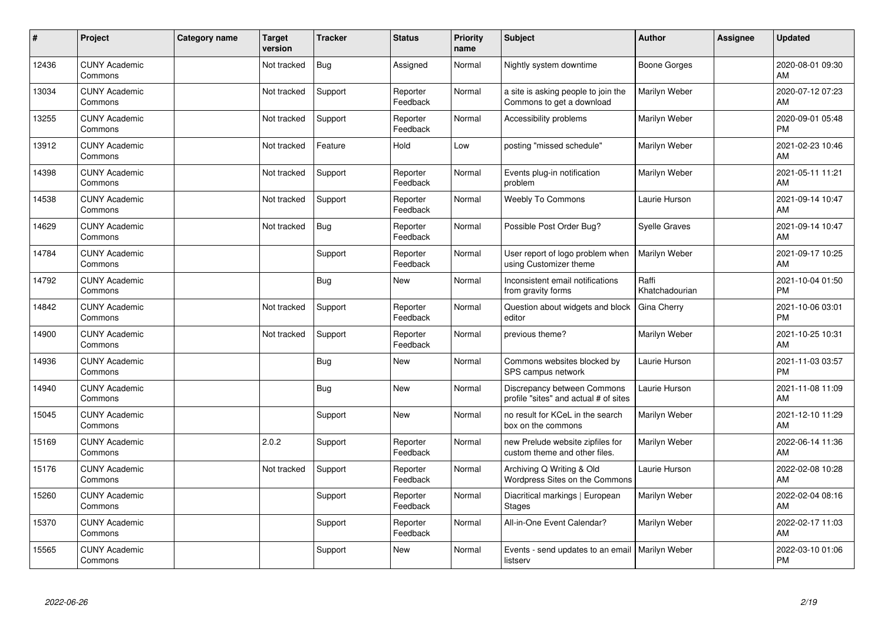| # | Project | Category name | Target version | Tracker | Status | Priority name | Subject | Author | Assignee | Updated |
|---|---|---|---|---|---|---|---|---|---|---|
| 12436 | CUNY Academic Commons | | Not tracked | Bug | Assigned | Normal | Nightly system downtime | Boone Gorges | | 2020-08-01 09:30 AM |
| 13034 | CUNY Academic Commons | | Not tracked | Support | Reporter Feedback | Normal | a site is asking people to join the Commons to get a download | Marilyn Weber | | 2020-07-12 07:23 AM |
| 13255 | CUNY Academic Commons | | Not tracked | Support | Reporter Feedback | Normal | Accessibility problems | Marilyn Weber | | 2020-09-01 05:48 PM |
| 13912 | CUNY Academic Commons | | Not tracked | Feature | Hold | Low | posting "missed schedule" | Marilyn Weber | | 2021-02-23 10:46 AM |
| 14398 | CUNY Academic Commons | | Not tracked | Support | Reporter Feedback | Normal | Events plug-in notification problem | Marilyn Weber | | 2021-05-11 11:21 AM |
| 14538 | CUNY Academic Commons | | Not tracked | Support | Reporter Feedback | Normal | Weebly To Commons | Laurie Hurson | | 2021-09-14 10:47 AM |
| 14629 | CUNY Academic Commons | | Not tracked | Bug | Reporter Feedback | Normal | Possible Post Order Bug? | Syelle Graves | | 2021-09-14 10:47 AM |
| 14784 | CUNY Academic Commons | | | Support | Reporter Feedback | Normal | User report of logo problem when using Customizer theme | Marilyn Weber | | 2021-09-17 10:25 AM |
| 14792 | CUNY Academic Commons | | | Bug | New | Normal | Inconsistent email notifications from gravity forms | Raffi Khatchadourian | | 2021-10-04 01:50 PM |
| 14842 | CUNY Academic Commons | | Not tracked | Support | Reporter Feedback | Normal | Question about widgets and block editor | Gina Cherry | | 2021-10-06 03:01 PM |
| 14900 | CUNY Academic Commons | | Not tracked | Support | Reporter Feedback | Normal | previous theme? | Marilyn Weber | | 2021-10-25 10:31 AM |
| 14936 | CUNY Academic Commons | | | Bug | New | Normal | Commons websites blocked by SPS campus network | Laurie Hurson | | 2021-11-03 03:57 PM |
| 14940 | CUNY Academic Commons | | | Bug | New | Normal | Discrepancy between Commons profile "sites" and actual # of sites | Laurie Hurson | | 2021-11-08 11:09 AM |
| 15045 | CUNY Academic Commons | | | Support | New | Normal | no result for KCeL in the search box on the commons | Marilyn Weber | | 2021-12-10 11:29 AM |
| 15169 | CUNY Academic Commons | | 2.0.2 | Support | Reporter Feedback | Normal | new Prelude website zipfiles for custom theme and other files. | Marilyn Weber | | 2022-06-14 11:36 AM |
| 15176 | CUNY Academic Commons | | Not tracked | Support | Reporter Feedback | Normal | Archiving Q Writing & Old Wordpress Sites on the Commons | Laurie Hurson | | 2022-02-08 10:28 AM |
| 15260 | CUNY Academic Commons | | | Support | Reporter Feedback | Normal | Diacritical markings \| European Stages | Marilyn Weber | | 2022-02-04 08:16 AM |
| 15370 | CUNY Academic Commons | | | Support | Reporter Feedback | Normal | All-in-One Event Calendar? | Marilyn Weber | | 2022-02-17 11:03 AM |
| 15565 | CUNY Academic Commons | | | Support | New | Normal | Events - send updates to an email listserv | Marilyn Weber | | 2022-03-10 01:06 PM |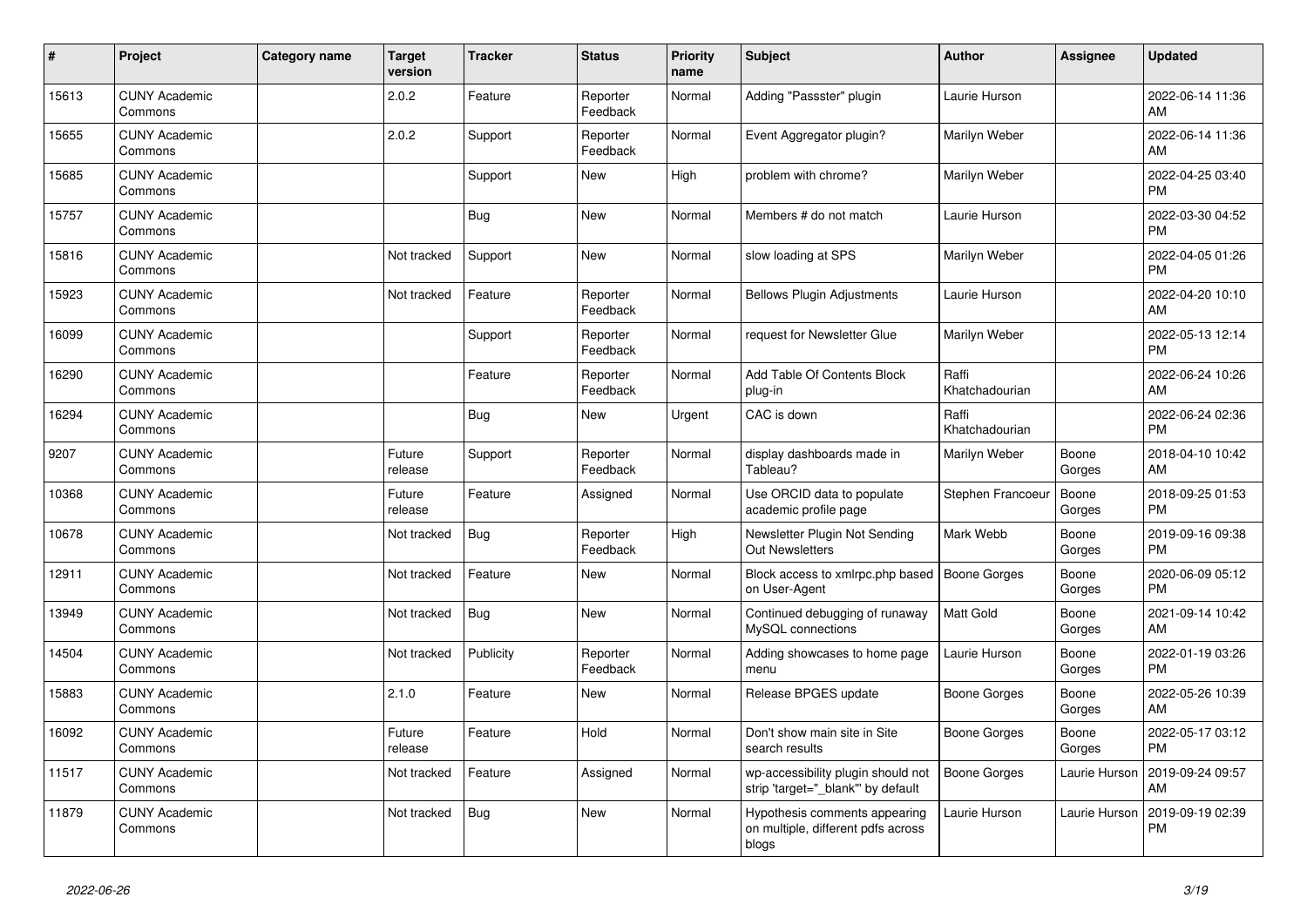| # | Project | Category name | Target version | Tracker | Status | Priority name | Subject | Author | Assignee | Updated |
|---|---|---|---|---|---|---|---|---|---|---|
| 15613 | CUNY Academic Commons | | 2.0.2 | Feature | Reporter Feedback | Normal | Adding "Passster" plugin | Laurie Hurson | | 2022-06-14 11:36 AM |
| 15655 | CUNY Academic Commons | | 2.0.2 | Support | Reporter Feedback | Normal | Event Aggregator plugin? | Marilyn Weber | | 2022-06-14 11:36 AM |
| 15685 | CUNY Academic Commons | | | Support | New | High | problem with chrome? | Marilyn Weber | | 2022-04-25 03:40 PM |
| 15757 | CUNY Academic Commons | | | Bug | New | Normal | Members # do not match | Laurie Hurson | | 2022-03-30 04:52 PM |
| 15816 | CUNY Academic Commons | | Not tracked | Support | New | Normal | slow loading at SPS | Marilyn Weber | | 2022-04-05 01:26 PM |
| 15923 | CUNY Academic Commons | | Not tracked | Feature | Reporter Feedback | Normal | Bellows Plugin Adjustments | Laurie Hurson | | 2022-04-20 10:10 AM |
| 16099 | CUNY Academic Commons | | | Support | Reporter Feedback | Normal | request for Newsletter Glue | Marilyn Weber | | 2022-05-13 12:14 PM |
| 16290 | CUNY Academic Commons | | | Feature | Reporter Feedback | Normal | Add Table Of Contents Block plug-in | Raffi Khatchadourian | | 2022-06-24 10:26 AM |
| 16294 | CUNY Academic Commons | | | Bug | New | Urgent | CAC is down | Raffi Khatchadourian | | 2022-06-24 02:36 PM |
| 9207 | CUNY Academic Commons | | Future release | Support | Reporter Feedback | Normal | display dashboards made in Tableau? | Marilyn Weber | Boone Gorges | 2018-04-10 10:42 AM |
| 10368 | CUNY Academic Commons | | Future release | Feature | Assigned | Normal | Use ORCID data to populate academic profile page | Stephen Francoeur | Boone Gorges | 2018-09-25 01:53 PM |
| 10678 | CUNY Academic Commons | | Not tracked | Bug | Reporter Feedback | High | Newsletter Plugin Not Sending Out Newsletters | Mark Webb | Boone Gorges | 2019-09-16 09:38 PM |
| 12911 | CUNY Academic Commons | | Not tracked | Feature | New | Normal | Block access to xmlrpc.php based on User-Agent | Boone Gorges | Boone Gorges | 2020-06-09 05:12 PM |
| 13949 | CUNY Academic Commons | | Not tracked | Bug | New | Normal | Continued debugging of runaway MySQL connections | Matt Gold | Boone Gorges | 2021-09-14 10:42 AM |
| 14504 | CUNY Academic Commons | | Not tracked | Publicity | Reporter Feedback | Normal | Adding showcases to home page menu | Laurie Hurson | Boone Gorges | 2022-01-19 03:26 PM |
| 15883 | CUNY Academic Commons | | 2.1.0 | Feature | New | Normal | Release BPGES update | Boone Gorges | Boone Gorges | 2022-05-26 10:39 AM |
| 16092 | CUNY Academic Commons | | Future release | Feature | Hold | Normal | Don't show main site in Site search results | Boone Gorges | Boone Gorges | 2022-05-17 03:12 PM |
| 11517 | CUNY Academic Commons | | Not tracked | Feature | Assigned | Normal | wp-accessibility plugin should not strip 'target="_blank"' by default | Boone Gorges | Laurie Hurson | 2019-09-24 09:57 AM |
| 11879 | CUNY Academic Commons | | Not tracked | Bug | New | Normal | Hypothesis comments appearing on multiple, different pdfs across blogs | Laurie Hurson | Laurie Hurson | 2019-09-19 02:39 PM |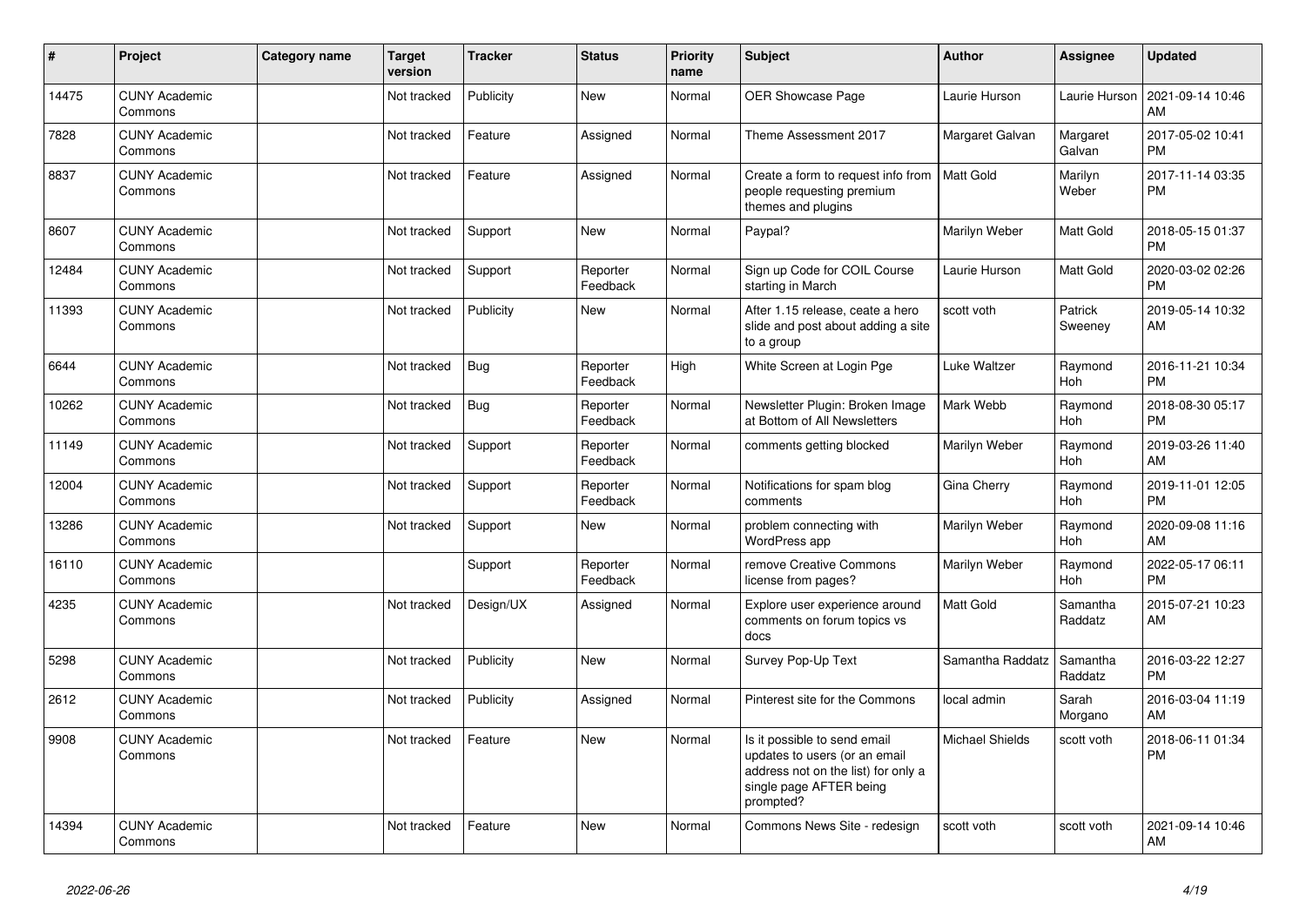| # | Project | Category name | Target version | Tracker | Status | Priority name | Subject | Author | Assignee | Updated |
|---|---|---|---|---|---|---|---|---|---|---|
| 14475 | CUNY Academic Commons | | Not tracked | Publicity | New | Normal | OER Showcase Page | Laurie Hurson | Laurie Hurson | 2021-09-14 10:46 AM |
| 7828 | CUNY Academic Commons | | Not tracked | Feature | Assigned | Normal | Theme Assessment 2017 | Margaret Galvan | Margaret Galvan | 2017-05-02 10:41 PM |
| 8837 | CUNY Academic Commons | | Not tracked | Feature | Assigned | Normal | Create a form to request info from people requesting premium themes and plugins | Matt Gold | Marilyn Weber | 2017-11-14 03:35 PM |
| 8607 | CUNY Academic Commons | | Not tracked | Support | New | Normal | Paypal? | Marilyn Weber | Matt Gold | 2018-05-15 01:37 PM |
| 12484 | CUNY Academic Commons | | Not tracked | Support | Reporter Feedback | Normal | Sign up Code for COIL Course starting in March | Laurie Hurson | Matt Gold | 2020-03-02 02:26 PM |
| 11393 | CUNY Academic Commons | | Not tracked | Publicity | New | Normal | After 1.15 release, ceate a hero slide and post about adding a site to a group | scott voth | Patrick Sweeney | 2019-05-14 10:32 AM |
| 6644 | CUNY Academic Commons | | Not tracked | Bug | Reporter Feedback | High | White Screen at Login Pge | Luke Waltzer | Raymond Hoh | 2016-11-21 10:34 PM |
| 10262 | CUNY Academic Commons | | Not tracked | Bug | Reporter Feedback | Normal | Newsletter Plugin: Broken Image at Bottom of All Newsletters | Mark Webb | Raymond Hoh | 2018-08-30 05:17 PM |
| 11149 | CUNY Academic Commons | | Not tracked | Support | Reporter Feedback | Normal | comments getting blocked | Marilyn Weber | Raymond Hoh | 2019-03-26 11:40 AM |
| 12004 | CUNY Academic Commons | | Not tracked | Support | Reporter Feedback | Normal | Notifications for spam blog comments | Gina Cherry | Raymond Hoh | 2019-11-01 12:05 PM |
| 13286 | CUNY Academic Commons | | Not tracked | Support | New | Normal | problem connecting with WordPress app | Marilyn Weber | Raymond Hoh | 2020-09-08 11:16 AM |
| 16110 | CUNY Academic Commons | | | Support | Reporter Feedback | Normal | remove Creative Commons license from pages? | Marilyn Weber | Raymond Hoh | 2022-05-17 06:11 PM |
| 4235 | CUNY Academic Commons | | Not tracked | Design/UX | Assigned | Normal | Explore user experience around comments on forum topics vs docs | Matt Gold | Samantha Raddatz | 2015-07-21 10:23 AM |
| 5298 | CUNY Academic Commons | | Not tracked | Publicity | New | Normal | Survey Pop-Up Text | Samantha Raddatz | Samantha Raddatz | 2016-03-22 12:27 PM |
| 2612 | CUNY Academic Commons | | Not tracked | Publicity | Assigned | Normal | Pinterest site for the Commons | local admin | Sarah Morgano | 2016-03-04 11:19 AM |
| 9908 | CUNY Academic Commons | | Not tracked | Feature | New | Normal | Is it possible to send email updates to users (or an email address not on the list) for only a single page AFTER being prompted? | Michael Shields | scott voth | 2018-06-11 01:34 PM |
| 14394 | CUNY Academic Commons | | Not tracked | Feature | New | Normal | Commons News Site - redesign | scott voth | scott voth | 2021-09-14 10:46 AM |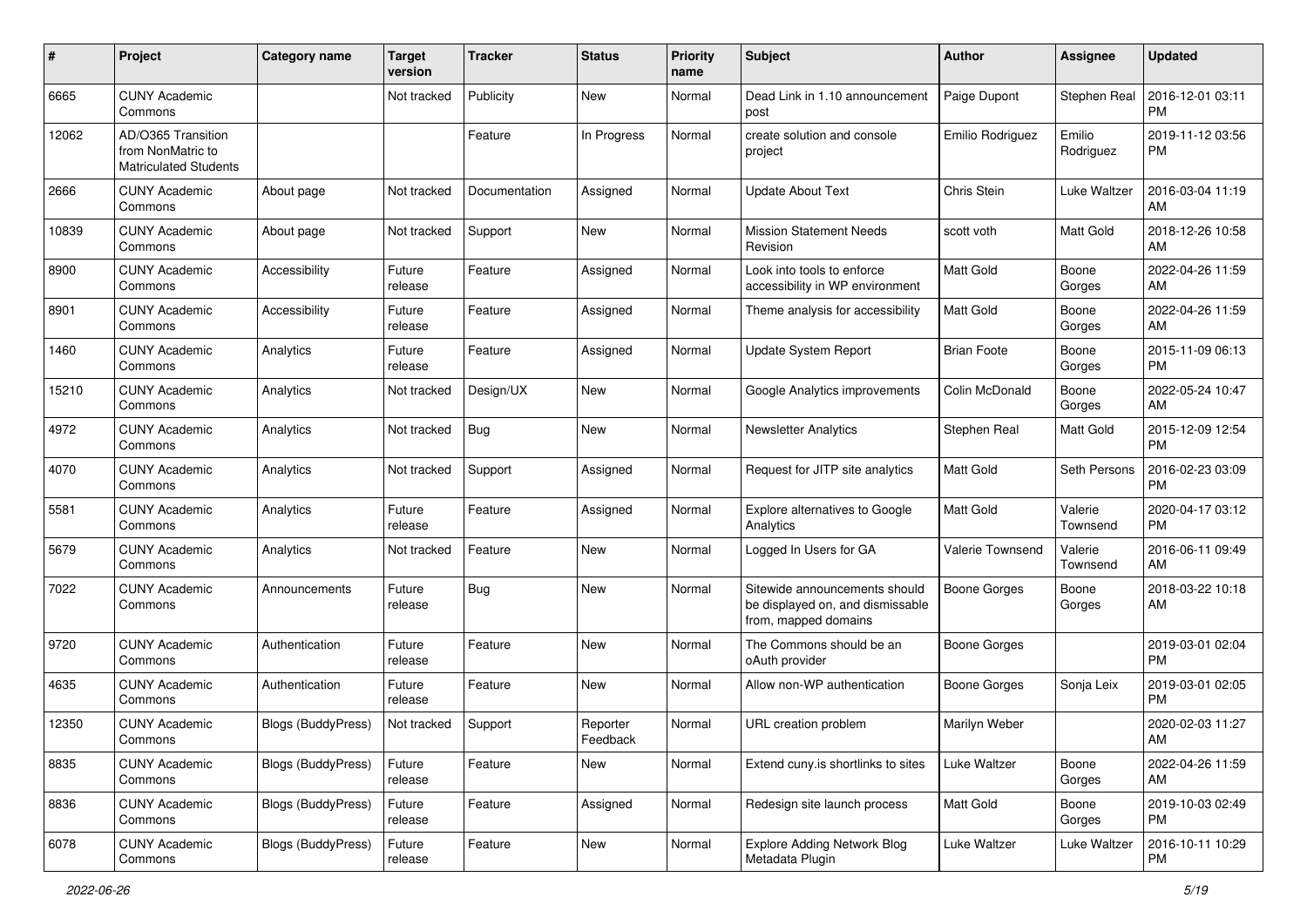| # | Project | Category name | Target version | Tracker | Status | Priority name | Subject | Author | Assignee | Updated |
|---|---|---|---|---|---|---|---|---|---|---|
| 6665 | CUNY Academic Commons | | Not tracked | Publicity | New | Normal | Dead Link in 1.10 announcement post | Paige Dupont | Stephen Real | 2016-12-01 03:11 PM |
| 12062 | AD/O365 Transition from NonMatric to Matriculated Students | | | Feature | In Progress | Normal | create solution and console project | Emilio Rodriguez | Emilio Rodriguez | 2019-11-12 03:56 PM |
| 2666 | CUNY Academic Commons | About page | Not tracked | Documentation | Assigned | Normal | Update About Text | Chris Stein | Luke Waltzer | 2016-03-04 11:19 AM |
| 10839 | CUNY Academic Commons | About page | Not tracked | Support | New | Normal | Mission Statement Needs Revision | scott voth | Matt Gold | 2018-12-26 10:58 AM |
| 8900 | CUNY Academic Commons | Accessibility | Future release | Feature | Assigned | Normal | Look into tools to enforce accessibility in WP environment | Matt Gold | Boone Gorges | 2022-04-26 11:59 AM |
| 8901 | CUNY Academic Commons | Accessibility | Future release | Feature | Assigned | Normal | Theme analysis for accessibility | Matt Gold | Boone Gorges | 2022-04-26 11:59 AM |
| 1460 | CUNY Academic Commons | Analytics | Future release | Feature | Assigned | Normal | Update System Report | Brian Foote | Boone Gorges | 2015-11-09 06:13 PM |
| 15210 | CUNY Academic Commons | Analytics | Not tracked | Design/UX | New | Normal | Google Analytics improvements | Colin McDonald | Boone Gorges | 2022-05-24 10:47 AM |
| 4972 | CUNY Academic Commons | Analytics | Not tracked | Bug | New | Normal | Newsletter Analytics | Stephen Real | Matt Gold | 2015-12-09 12:54 PM |
| 4070 | CUNY Academic Commons | Analytics | Not tracked | Support | Assigned | Normal | Request for JITP site analytics | Matt Gold | Seth Persons | 2016-02-23 03:09 PM |
| 5581 | CUNY Academic Commons | Analytics | Future release | Feature | Assigned | Normal | Explore alternatives to Google Analytics | Matt Gold | Valerie Townsend | 2020-04-17 03:12 PM |
| 5679 | CUNY Academic Commons | Analytics | Not tracked | Feature | New | Normal | Logged In Users for GA | Valerie Townsend | Valerie Townsend | 2016-06-11 09:49 AM |
| 7022 | CUNY Academic Commons | Announcements | Future release | Bug | New | Normal | Sitewide announcements should be displayed on, and dismissable from, mapped domains | Boone Gorges | Boone Gorges | 2018-03-22 10:18 AM |
| 9720 | CUNY Academic Commons | Authentication | Future release | Feature | New | Normal | The Commons should be an oAuth provider | Boone Gorges | | 2019-03-01 02:04 PM |
| 4635 | CUNY Academic Commons | Authentication | Future release | Feature | New | Normal | Allow non-WP authentication | Boone Gorges | Sonja Leix | 2019-03-01 02:05 PM |
| 12350 | CUNY Academic Commons | Blogs (BuddyPress) | Not tracked | Support | Reporter Feedback | Normal | URL creation problem | Marilyn Weber | | 2020-02-03 11:27 AM |
| 8835 | CUNY Academic Commons | Blogs (BuddyPress) | Future release | Feature | New | Normal | Extend cuny.is shortlinks to sites | Luke Waltzer | Boone Gorges | 2022-04-26 11:59 AM |
| 8836 | CUNY Academic Commons | Blogs (BuddyPress) | Future release | Feature | Assigned | Normal | Redesign site launch process | Matt Gold | Boone Gorges | 2019-10-03 02:49 PM |
| 6078 | CUNY Academic Commons | Blogs (BuddyPress) | Future release | Feature | New | Normal | Explore Adding Network Blog Metadata Plugin | Luke Waltzer | Luke Waltzer | 2016-10-11 10:29 PM |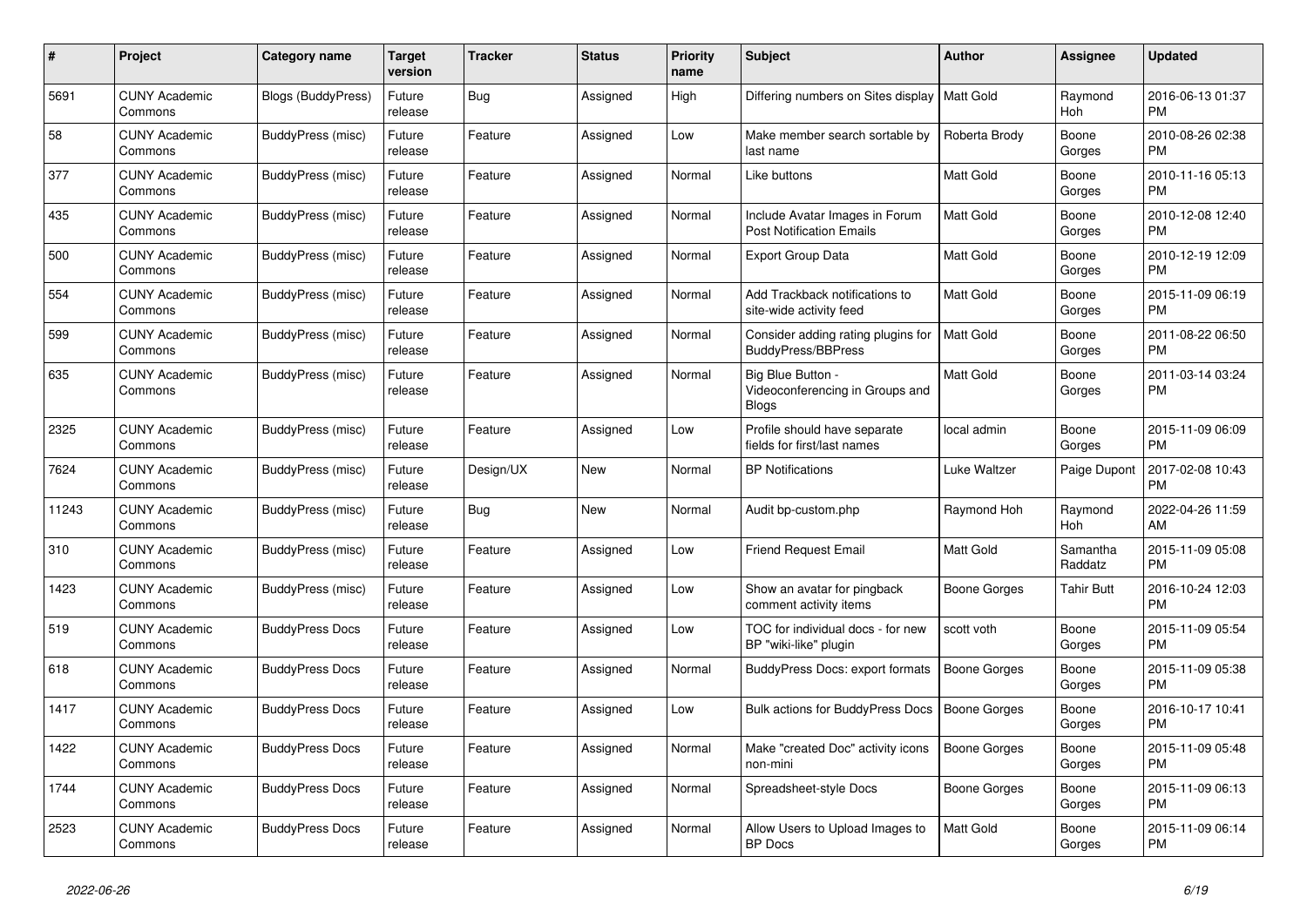| # | Project | Category name | Target version | Tracker | Status | Priority name | Subject | Author | Assignee | Updated |
|---|---|---|---|---|---|---|---|---|---|---|
| 5691 | CUNY Academic Commons | Blogs (BuddyPress) | Future release | Bug | Assigned | High | Differing numbers on Sites display | Matt Gold | Raymond Hoh | 2016-06-13 01:37 PM |
| 58 | CUNY Academic Commons | BuddyPress (misc) | Future release | Feature | Assigned | Low | Make member search sortable by last name | Roberta Brody | Boone Gorges | 2010-08-26 02:38 PM |
| 377 | CUNY Academic Commons | BuddyPress (misc) | Future release | Feature | Assigned | Normal | Like buttons | Matt Gold | Boone Gorges | 2010-11-16 05:13 PM |
| 435 | CUNY Academic Commons | BuddyPress (misc) | Future release | Feature | Assigned | Normal | Include Avatar Images in Forum Post Notification Emails | Matt Gold | Boone Gorges | 2010-12-08 12:40 PM |
| 500 | CUNY Academic Commons | BuddyPress (misc) | Future release | Feature | Assigned | Normal | Export Group Data | Matt Gold | Boone Gorges | 2010-12-19 12:09 PM |
| 554 | CUNY Academic Commons | BuddyPress (misc) | Future release | Feature | Assigned | Normal | Add Trackback notifications to site-wide activity feed | Matt Gold | Boone Gorges | 2015-11-09 06:19 PM |
| 599 | CUNY Academic Commons | BuddyPress (misc) | Future release | Feature | Assigned | Normal | Consider adding rating plugins for BuddyPress/BBPress | Matt Gold | Boone Gorges | 2011-08-22 06:50 PM |
| 635 | CUNY Academic Commons | BuddyPress (misc) | Future release | Feature | Assigned | Normal | Big Blue Button - Videoconferencing in Groups and Blogs | Matt Gold | Boone Gorges | 2011-03-14 03:24 PM |
| 2325 | CUNY Academic Commons | BuddyPress (misc) | Future release | Feature | Assigned | Low | Profile should have separate fields for first/last names | local admin | Boone Gorges | 2015-11-09 06:09 PM |
| 7624 | CUNY Academic Commons | BuddyPress (misc) | Future release | Design/UX | New | Normal | BP Notifications | Luke Waltzer | Paige Dupont | 2017-02-08 10:43 PM |
| 11243 | CUNY Academic Commons | BuddyPress (misc) | Future release | Bug | New | Normal | Audit bp-custom.php | Raymond Hoh | Raymond Hoh | 2022-04-26 11:59 AM |
| 310 | CUNY Academic Commons | BuddyPress (misc) | Future release | Feature | Assigned | Low | Friend Request Email | Matt Gold | Samantha Raddatz | 2015-11-09 05:08 PM |
| 1423 | CUNY Academic Commons | BuddyPress (misc) | Future release | Feature | Assigned | Low | Show an avatar for pingback comment activity items | Boone Gorges | Tahir Butt | 2016-10-24 12:03 PM |
| 519 | CUNY Academic Commons | BuddyPress Docs | Future release | Feature | Assigned | Low | TOC for individual docs - for new BP "wiki-like" plugin | scott voth | Boone Gorges | 2015-11-09 05:54 PM |
| 618 | CUNY Academic Commons | BuddyPress Docs | Future release | Feature | Assigned | Normal | BuddyPress Docs: export formats | Boone Gorges | Boone Gorges | 2015-11-09 05:38 PM |
| 1417 | CUNY Academic Commons | BuddyPress Docs | Future release | Feature | Assigned | Low | Bulk actions for BuddyPress Docs | Boone Gorges | Boone Gorges | 2016-10-17 10:41 PM |
| 1422 | CUNY Academic Commons | BuddyPress Docs | Future release | Feature | Assigned | Normal | Make "created Doc" activity icons non-mini | Boone Gorges | Boone Gorges | 2015-11-09 05:48 PM |
| 1744 | CUNY Academic Commons | BuddyPress Docs | Future release | Feature | Assigned | Normal | Spreadsheet-style Docs | Boone Gorges | Boone Gorges | 2015-11-09 06:13 PM |
| 2523 | CUNY Academic Commons | BuddyPress Docs | Future release | Feature | Assigned | Normal | Allow Users to Upload Images to BP Docs | Matt Gold | Boone Gorges | 2015-11-09 06:14 PM |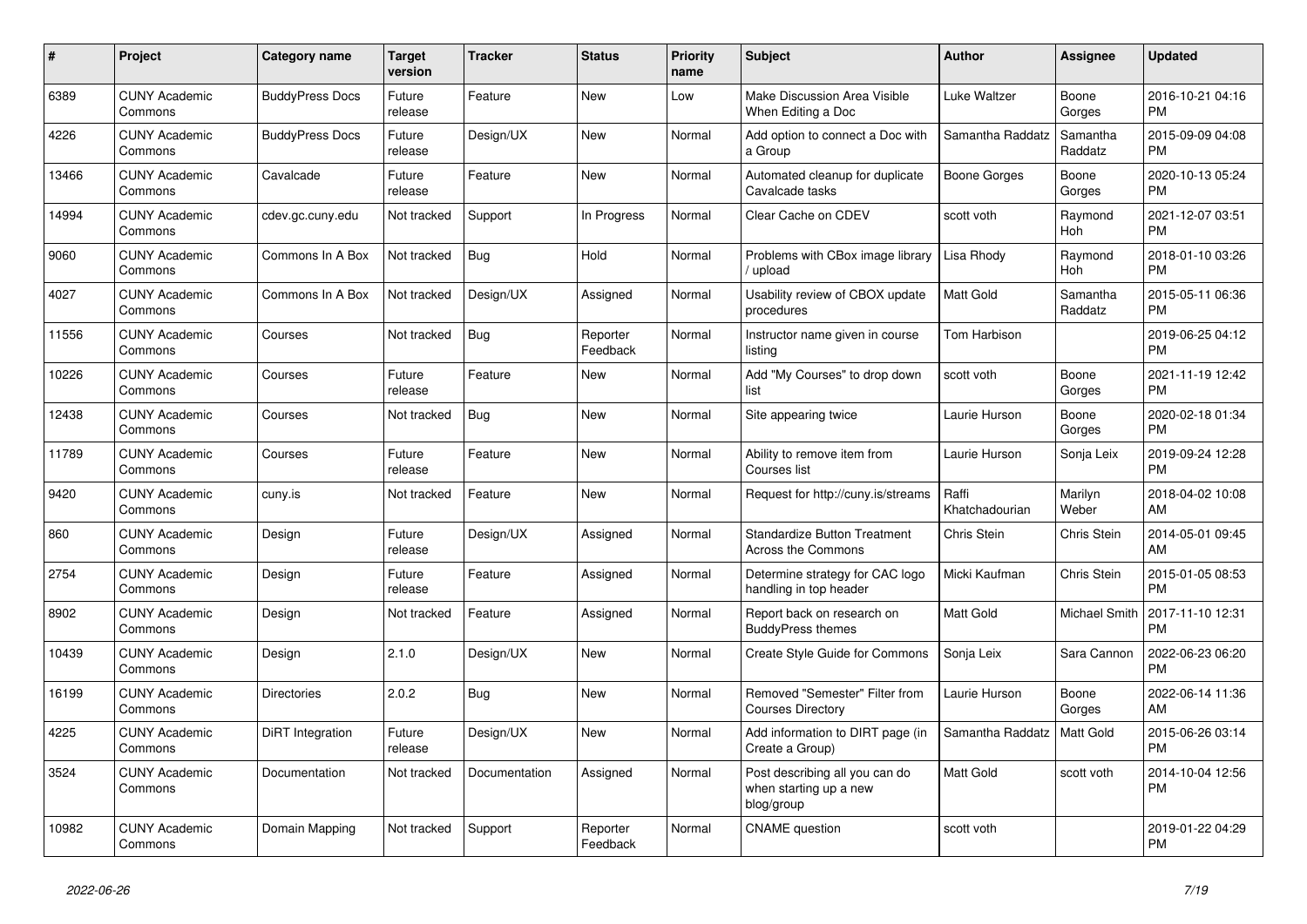| # | Project | Category name | Target version | Tracker | Status | Priority name | Subject | Author | Assignee | Updated |
|---|---|---|---|---|---|---|---|---|---|---|
| 6389 | CUNY Academic Commons | BuddyPress Docs | Future release | Feature | New | Low | Make Discussion Area Visible When Editing a Doc | Luke Waltzer | Boone Gorges | 2016-10-21 04:16 PM |
| 4226 | CUNY Academic Commons | BuddyPress Docs | Future release | Design/UX | New | Normal | Add option to connect a Doc with a Group | Samantha Raddatz | Samantha Raddatz | 2015-09-09 04:08 PM |
| 13466 | CUNY Academic Commons | Cavalcade | Future release | Feature | New | Normal | Automated cleanup for duplicate Cavalcade tasks | Boone Gorges | Boone Gorges | 2020-10-13 05:24 PM |
| 14994 | CUNY Academic Commons | cdev.gc.cuny.edu | Not tracked | Support | In Progress | Normal | Clear Cache on CDEV | scott voth | Raymond Hoh | 2021-12-07 03:51 PM |
| 9060 | CUNY Academic Commons | Commons In A Box | Not tracked | Bug | Hold | Normal | Problems with CBox image library / upload | Lisa Rhody | Raymond Hoh | 2018-01-10 03:26 PM |
| 4027 | CUNY Academic Commons | Commons In A Box | Not tracked | Design/UX | Assigned | Normal | Usability review of CBOX update procedures | Matt Gold | Samantha Raddatz | 2015-05-11 06:36 PM |
| 11556 | CUNY Academic Commons | Courses | Not tracked | Bug | Reporter Feedback | Normal | Instructor name given in course listing | Tom Harbison | | 2019-06-25 04:12 PM |
| 10226 | CUNY Academic Commons | Courses | Future release | Feature | New | Normal | Add "My Courses" to drop down list | scott voth | Boone Gorges | 2021-11-19 12:42 PM |
| 12438 | CUNY Academic Commons | Courses | Not tracked | Bug | New | Normal | Site appearing twice | Laurie Hurson | Boone Gorges | 2020-02-18 01:34 PM |
| 11789 | CUNY Academic Commons | Courses | Future release | Feature | New | Normal | Ability to remove item from Courses list | Laurie Hurson | Sonja Leix | 2019-09-24 12:28 PM |
| 9420 | CUNY Academic Commons | cuny.is | Not tracked | Feature | New | Normal | Request for http://cuny.is/streams | Raffi Khatchadourian | Marilyn Weber | 2018-04-02 10:08 AM |
| 860 | CUNY Academic Commons | Design | Future release | Design/UX | Assigned | Normal | Standardize Button Treatment Across the Commons | Chris Stein | Chris Stein | 2014-05-01 09:45 AM |
| 2754 | CUNY Academic Commons | Design | Future release | Feature | Assigned | Normal | Determine strategy for CAC logo handling in top header | Micki Kaufman | Chris Stein | 2015-01-05 08:53 PM |
| 8902 | CUNY Academic Commons | Design | Not tracked | Feature | Assigned | Normal | Report back on research on BuddyPress themes | Matt Gold | Michael Smith | 2017-11-10 12:31 PM |
| 10439 | CUNY Academic Commons | Design | 2.1.0 | Design/UX | New | Normal | Create Style Guide for Commons | Sonja Leix | Sara Cannon | 2022-06-23 06:20 PM |
| 16199 | CUNY Academic Commons | Directories | 2.0.2 | Bug | New | Normal | Removed "Semester" Filter from Courses Directory | Laurie Hurson | Boone Gorges | 2022-06-14 11:36 AM |
| 4225 | CUNY Academic Commons | DiRT Integration | Future release | Design/UX | New | Normal | Add information to DIRT page (in Create a Group) | Samantha Raddatz | Matt Gold | 2015-06-26 03:14 PM |
| 3524 | CUNY Academic Commons | Documentation | Not tracked | Documentation | Assigned | Normal | Post describing all you can do when starting up a new blog/group | Matt Gold | scott voth | 2014-10-04 12:56 PM |
| 10982 | CUNY Academic Commons | Domain Mapping | Not tracked | Support | Reporter Feedback | Normal | CNAME question | scott voth | | 2019-01-22 04:29 PM |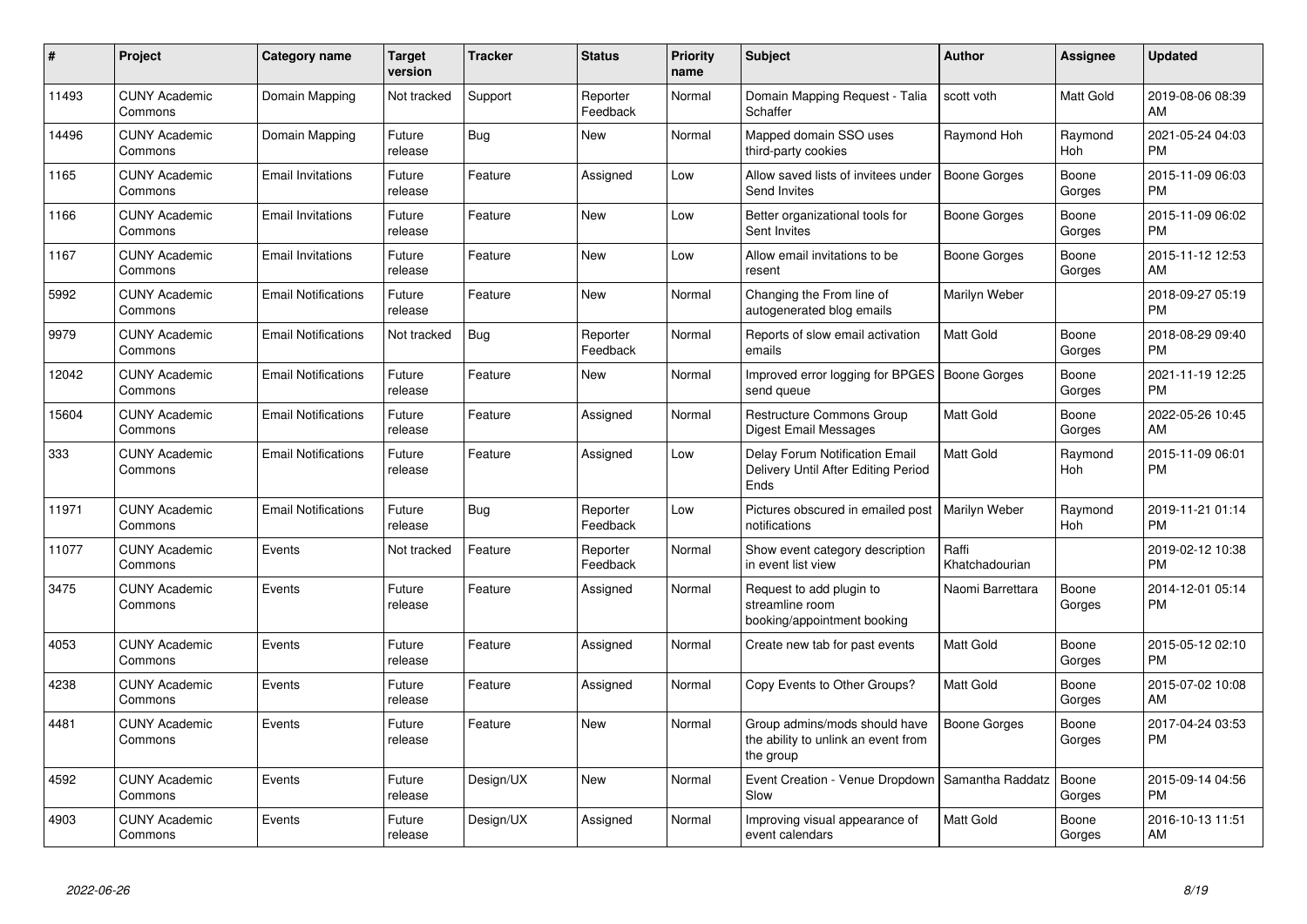| # | Project | Category name | Target version | Tracker | Status | Priority name | Subject | Author | Assignee | Updated |
|---|---|---|---|---|---|---|---|---|---|---|
| 11493 | CUNY Academic Commons | Domain Mapping | Not tracked | Support | Reporter Feedback | Normal | Domain Mapping Request - Talia Schaffer | scott voth | Matt Gold | 2019-08-06 08:39 AM |
| 14496 | CUNY Academic Commons | Domain Mapping | Future release | Bug | New | Normal | Mapped domain SSO uses third-party cookies | Raymond Hoh | Raymond Hoh | 2021-05-24 04:03 PM |
| 1165 | CUNY Academic Commons | Email Invitations | Future release | Feature | Assigned | Low | Allow saved lists of invitees under Send Invites | Boone Gorges | Boone Gorges | 2015-11-09 06:03 PM |
| 1166 | CUNY Academic Commons | Email Invitations | Future release | Feature | New | Low | Better organizational tools for Sent Invites | Boone Gorges | Boone Gorges | 2015-11-09 06:02 PM |
| 1167 | CUNY Academic Commons | Email Invitations | Future release | Feature | New | Low | Allow email invitations to be resent | Boone Gorges | Boone Gorges | 2015-11-12 12:53 AM |
| 5992 | CUNY Academic Commons | Email Notifications | Future release | Feature | New | Normal | Changing the From line of autogenerated blog emails | Marilyn Weber | | 2018-09-27 05:19 PM |
| 9979 | CUNY Academic Commons | Email Notifications | Not tracked | Bug | Reporter Feedback | Normal | Reports of slow email activation emails | Matt Gold | Boone Gorges | 2018-08-29 09:40 PM |
| 12042 | CUNY Academic Commons | Email Notifications | Future release | Feature | New | Normal | Improved error logging for BPGES send queue | Boone Gorges | Boone Gorges | 2021-11-19 12:25 PM |
| 15604 | CUNY Academic Commons | Email Notifications | Future release | Feature | Assigned | Normal | Restructure Commons Group Digest Email Messages | Matt Gold | Boone Gorges | 2022-05-26 10:45 AM |
| 333 | CUNY Academic Commons | Email Notifications | Future release | Feature | Assigned | Low | Delay Forum Notification Email Delivery Until After Editing Period Ends | Matt Gold | Raymond Hoh | 2015-11-09 06:01 PM |
| 11971 | CUNY Academic Commons | Email Notifications | Future release | Bug | Reporter Feedback | Low | Pictures obscured in emailed post notifications | Marilyn Weber | Raymond Hoh | 2019-11-21 01:14 PM |
| 11077 | CUNY Academic Commons | Events | Not tracked | Feature | Reporter Feedback | Normal | Show event category description in event list view | Raffi Khatchadourian | | 2019-02-12 10:38 PM |
| 3475 | CUNY Academic Commons | Events | Future release | Feature | Assigned | Normal | Request to add plugin to streamline room booking/appointment booking | Naomi Barrettara | Boone Gorges | 2014-12-01 05:14 PM |
| 4053 | CUNY Academic Commons | Events | Future release | Feature | Assigned | Normal | Create new tab for past events | Matt Gold | Boone Gorges | 2015-05-12 02:10 PM |
| 4238 | CUNY Academic Commons | Events | Future release | Feature | Assigned | Normal | Copy Events to Other Groups? | Matt Gold | Boone Gorges | 2015-07-02 10:08 AM |
| 4481 | CUNY Academic Commons | Events | Future release | Feature | New | Normal | Group admins/mods should have the ability to unlink an event from the group | Boone Gorges | Boone Gorges | 2017-04-24 03:53 PM |
| 4592 | CUNY Academic Commons | Events | Future release | Design/UX | New | Normal | Event Creation - Venue Dropdown Slow | Samantha Raddatz | Boone Gorges | 2015-09-14 04:56 PM |
| 4903 | CUNY Academic Commons | Events | Future release | Design/UX | Assigned | Normal | Improving visual appearance of event calendars | Matt Gold | Boone Gorges | 2016-10-13 11:51 AM |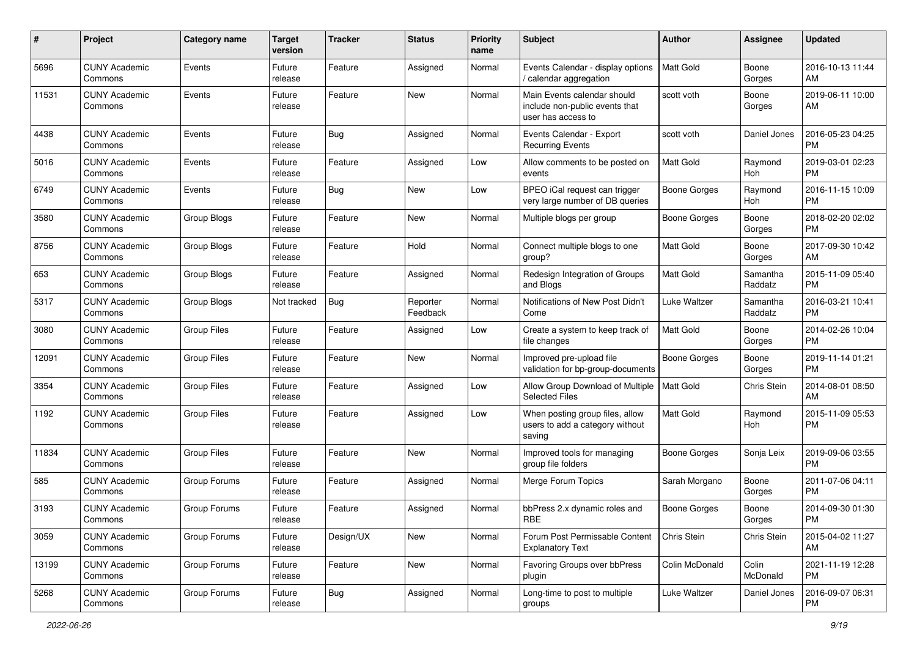| # | Project | Category name | Target version | Tracker | Status | Priority name | Subject | Author | Assignee | Updated |
|---|---|---|---|---|---|---|---|---|---|---|
| 5696 | CUNY Academic Commons | Events | Future release | Feature | Assigned | Normal | Events Calendar - display options / calendar aggregation | Matt Gold | Boone Gorges | 2016-10-13 11:44 AM |
| 11531 | CUNY Academic Commons | Events | Future release | Feature | New | Normal | Main Events calendar should include non-public events that user has access to | scott voth | Boone Gorges | 2019-06-11 10:00 AM |
| 4438 | CUNY Academic Commons | Events | Future release | Bug | Assigned | Normal | Events Calendar - Export Recurring Events | scott voth | Daniel Jones | 2016-05-23 04:25 PM |
| 5016 | CUNY Academic Commons | Events | Future release | Feature | Assigned | Low | Allow comments to be posted on events | Matt Gold | Raymond Hoh | 2019-03-01 02:23 PM |
| 6749 | CUNY Academic Commons | Events | Future release | Bug | New | Low | BPEO iCal request can trigger very large number of DB queries | Boone Gorges | Raymond Hoh | 2016-11-15 10:09 PM |
| 3580 | CUNY Academic Commons | Group Blogs | Future release | Feature | New | Normal | Multiple blogs per group | Boone Gorges | Boone Gorges | 2018-02-20 02:02 PM |
| 8756 | CUNY Academic Commons | Group Blogs | Future release | Feature | Hold | Normal | Connect multiple blogs to one group? | Matt Gold | Boone Gorges | 2017-09-30 10:42 AM |
| 653 | CUNY Academic Commons | Group Blogs | Future release | Feature | Assigned | Normal | Redesign Integration of Groups and Blogs | Matt Gold | Samantha Raddatz | 2015-11-09 05:40 PM |
| 5317 | CUNY Academic Commons | Group Blogs | Not tracked | Bug | Reporter Feedback | Normal | Notifications of New Post Didn't Come | Luke Waltzer | Samantha Raddatz | 2016-03-21 10:41 PM |
| 3080 | CUNY Academic Commons | Group Files | Future release | Feature | Assigned | Low | Create a system to keep track of file changes | Matt Gold | Boone Gorges | 2014-02-26 10:04 PM |
| 12091 | CUNY Academic Commons | Group Files | Future release | Feature | New | Normal | Improved pre-upload file validation for bp-group-documents | Boone Gorges | Boone Gorges | 2019-11-14 01:21 PM |
| 3354 | CUNY Academic Commons | Group Files | Future release | Feature | Assigned | Low | Allow Group Download of Multiple Selected Files | Matt Gold | Chris Stein | 2014-08-01 08:50 AM |
| 1192 | CUNY Academic Commons | Group Files | Future release | Feature | Assigned | Low | When posting group files, allow users to add a category without saving | Matt Gold | Raymond Hoh | 2015-11-09 05:53 PM |
| 11834 | CUNY Academic Commons | Group Files | Future release | Feature | New | Normal | Improved tools for managing group file folders | Boone Gorges | Sonja Leix | 2019-09-06 03:55 PM |
| 585 | CUNY Academic Commons | Group Forums | Future release | Feature | Assigned | Normal | Merge Forum Topics | Sarah Morgano | Boone Gorges | 2011-07-06 04:11 PM |
| 3193 | CUNY Academic Commons | Group Forums | Future release | Feature | Assigned | Normal | bbPress 2.x dynamic roles and RBE | Boone Gorges | Boone Gorges | 2014-09-30 01:30 PM |
| 3059 | CUNY Academic Commons | Group Forums | Future release | Design/UX | New | Normal | Forum Post Permissable Content Explanatory Text | Chris Stein | Chris Stein | 2015-04-02 11:27 AM |
| 13199 | CUNY Academic Commons | Group Forums | Future release | Feature | New | Normal | Favoring Groups over bbPress plugin | Colin McDonald | Colin McDonald | 2021-11-19 12:28 PM |
| 5268 | CUNY Academic Commons | Group Forums | Future release | Bug | Assigned | Normal | Long-time to post to multiple groups | Luke Waltzer | Daniel Jones | 2016-09-07 06:31 PM |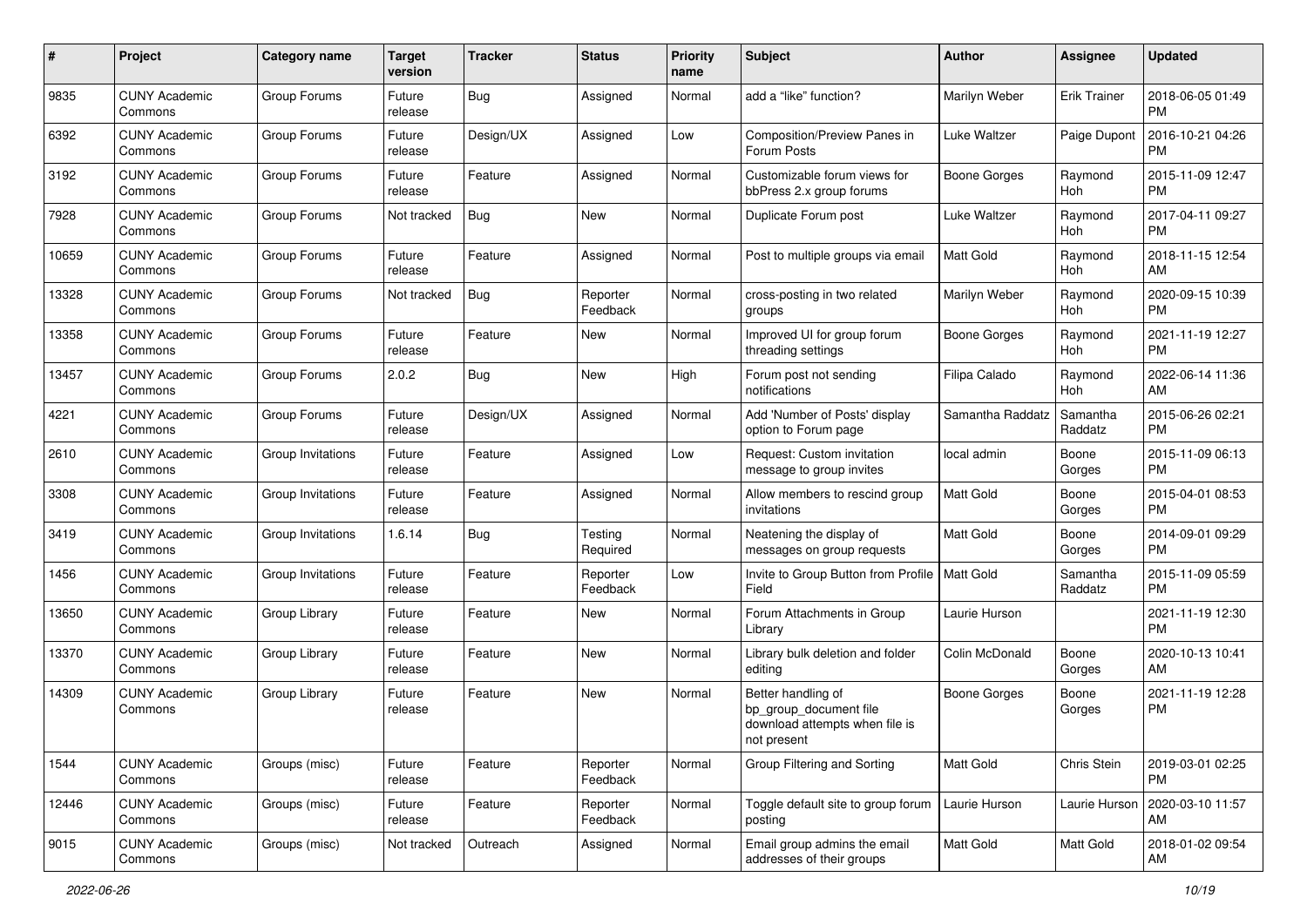| # | Project | Category name | Target version | Tracker | Status | Priority name | Subject | Author | Assignee | Updated |
|---|---|---|---|---|---|---|---|---|---|---|
| 9835 | CUNY Academic Commons | Group Forums | Future release | Bug | Assigned | Normal | add a “like” function? | Marilyn Weber | Erik Trainer | 2018-06-05 01:49 PM |
| 6392 | CUNY Academic Commons | Group Forums | Future release | Design/UX | Assigned | Low | Composition/Preview Panes in Forum Posts | Luke Waltzer | Paige Dupont | 2016-10-21 04:26 PM |
| 3192 | CUNY Academic Commons | Group Forums | Future release | Feature | Assigned | Normal | Customizable forum views for bbPress 2.x group forums | Boone Gorges | Raymond Hoh | 2015-11-09 12:47 PM |
| 7928 | CUNY Academic Commons | Group Forums | Not tracked | Bug | New | Normal | Duplicate Forum post | Luke Waltzer | Raymond Hoh | 2017-04-11 09:27 PM |
| 10659 | CUNY Academic Commons | Group Forums | Future release | Feature | Assigned | Normal | Post to multiple groups via email | Matt Gold | Raymond Hoh | 2018-11-15 12:54 AM |
| 13328 | CUNY Academic Commons | Group Forums | Not tracked | Bug | Reporter Feedback | Normal | cross-posting in two related groups | Marilyn Weber | Raymond Hoh | 2020-09-15 10:39 PM |
| 13358 | CUNY Academic Commons | Group Forums | Future release | Feature | New | Normal | Improved UI for group forum threading settings | Boone Gorges | Raymond Hoh | 2021-11-19 12:27 PM |
| 13457 | CUNY Academic Commons | Group Forums | 2.0.2 | Bug | New | High | Forum post not sending notifications | Filipa Calado | Raymond Hoh | 2022-06-14 11:36 AM |
| 4221 | CUNY Academic Commons | Group Forums | Future release | Design/UX | Assigned | Normal | Add 'Number of Posts' display option to Forum page | Samantha Raddatz | Samantha Raddatz | 2015-06-26 02:21 PM |
| 2610 | CUNY Academic Commons | Group Invitations | Future release | Feature | Assigned | Low | Request: Custom invitation message to group invites | local admin | Boone Gorges | 2015-11-09 06:13 PM |
| 3308 | CUNY Academic Commons | Group Invitations | Future release | Feature | Assigned | Normal | Allow members to rescind group invitations | Matt Gold | Boone Gorges | 2015-04-01 08:53 PM |
| 3419 | CUNY Academic Commons | Group Invitations | 1.6.14 | Bug | Testing Required | Normal | Neatening the display of messages on group requests | Matt Gold | Boone Gorges | 2014-09-01 09:29 PM |
| 1456 | CUNY Academic Commons | Group Invitations | Future release | Feature | Reporter Feedback | Low | Invite to Group Button from Profile Field | Matt Gold | Samantha Raddatz | 2015-11-09 05:59 PM |
| 13650 | CUNY Academic Commons | Group Library | Future release | Feature | New | Normal | Forum Attachments in Group Library | Laurie Hurson | | 2021-11-19 12:30 PM |
| 13370 | CUNY Academic Commons | Group Library | Future release | Feature | New | Normal | Library bulk deletion and folder editing | Colin McDonald | Boone Gorges | 2020-10-13 10:41 AM |
| 14309 | CUNY Academic Commons | Group Library | Future release | Feature | New | Normal | Better handling of bp_group_document file download attempts when file is not present | Boone Gorges | Boone Gorges | 2021-11-19 12:28 PM |
| 1544 | CUNY Academic Commons | Groups (misc) | Future release | Feature | Reporter Feedback | Normal | Group Filtering and Sorting | Matt Gold | Chris Stein | 2019-03-01 02:25 PM |
| 12446 | CUNY Academic Commons | Groups (misc) | Future release | Feature | Reporter Feedback | Normal | Toggle default site to group forum posting | Laurie Hurson | Laurie Hurson | 2020-03-10 11:57 AM |
| 9015 | CUNY Academic Commons | Groups (misc) | Not tracked | Outreach | Assigned | Normal | Email group admins the email addresses of their groups | Matt Gold | Matt Gold | 2018-01-02 09:54 AM |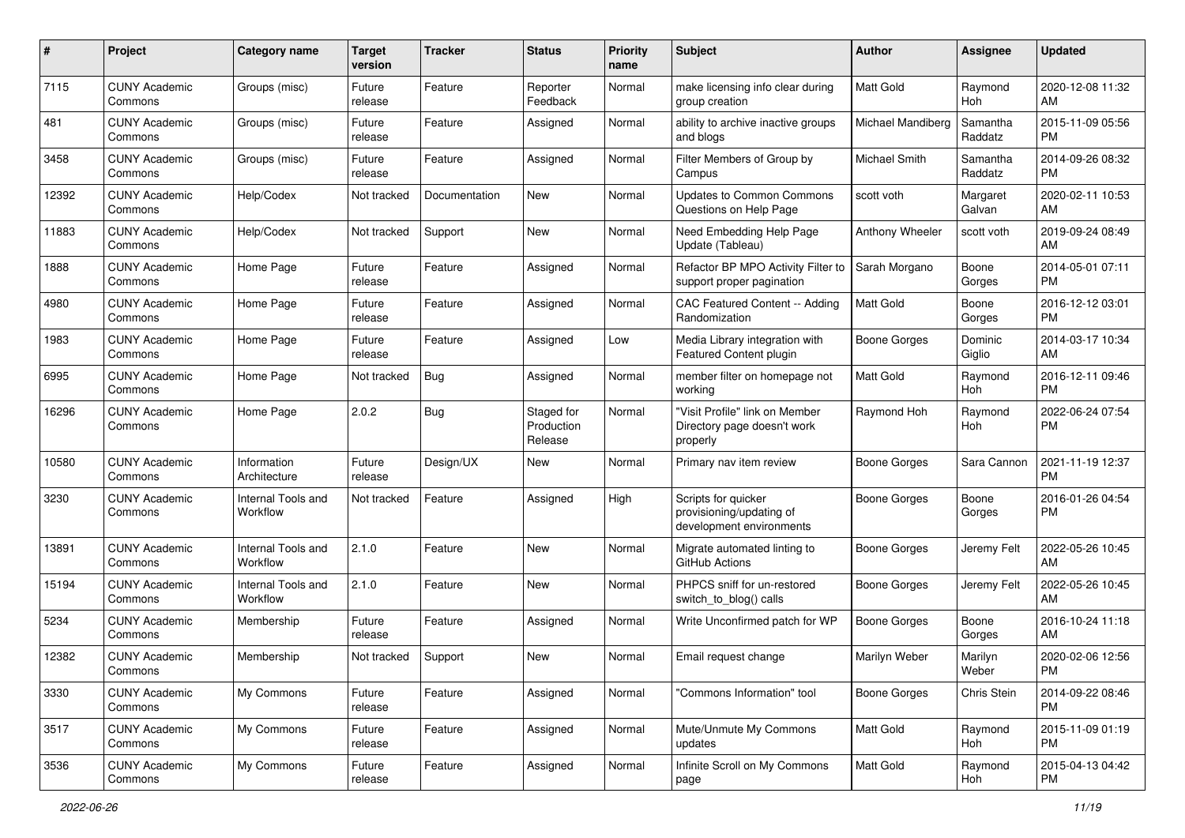| # | Project | Category name | Target version | Tracker | Status | Priority name | Subject | Author | Assignee | Updated |
|---|---|---|---|---|---|---|---|---|---|---|
| 7115 | CUNY Academic Commons | Groups (misc) | Future release | Feature | Reporter Feedback | Normal | make licensing info clear during group creation | Matt Gold | Raymond Hoh | 2020-12-08 11:32 AM |
| 481 | CUNY Academic Commons | Groups (misc) | Future release | Feature | Assigned | Normal | ability to archive inactive groups and blogs | Michael Mandiberg | Samantha Raddatz | 2015-11-09 05:56 PM |
| 3458 | CUNY Academic Commons | Groups (misc) | Future release | Feature | Assigned | Normal | Filter Members of Group by Campus | Michael Smith | Samantha Raddatz | 2014-09-26 08:32 PM |
| 12392 | CUNY Academic Commons | Help/Codex | Not tracked | Documentation | New | Normal | Updates to Common Commons Questions on Help Page | scott voth | Margaret Galvan | 2020-02-11 10:53 AM |
| 11883 | CUNY Academic Commons | Help/Codex | Not tracked | Support | New | Normal | Need Embedding Help Page Update (Tableau) | Anthony Wheeler | scott voth | 2019-09-24 08:49 AM |
| 1888 | CUNY Academic Commons | Home Page | Future release | Feature | Assigned | Normal | Refactor BP MPO Activity Filter to support proper pagination | Sarah Morgano | Boone Gorges | 2014-05-01 07:11 PM |
| 4980 | CUNY Academic Commons | Home Page | Future release | Feature | Assigned | Normal | CAC Featured Content -- Adding Randomization | Matt Gold | Boone Gorges | 2016-12-12 03:01 PM |
| 1983 | CUNY Academic Commons | Home Page | Future release | Feature | Assigned | Low | Media Library integration with Featured Content plugin | Boone Gorges | Dominic Giglio | 2014-03-17 10:34 AM |
| 6995 | CUNY Academic Commons | Home Page | Not tracked | Bug | Assigned | Normal | member filter on homepage not working | Matt Gold | Raymond Hoh | 2016-12-11 09:46 PM |
| 16296 | CUNY Academic Commons | Home Page | 2.0.2 | Bug | Staged for Production Release | Normal | "Visit Profile" link on Member Directory page doesn't work properly | Raymond Hoh | Raymond Hoh | 2022-06-24 07:54 PM |
| 10580 | CUNY Academic Commons | Information Architecture | Future release | Design/UX | New | Normal | Primary nav item review | Boone Gorges | Sara Cannon | 2021-11-19 12:37 PM |
| 3230 | CUNY Academic Commons | Internal Tools and Workflow | Not tracked | Feature | Assigned | High | Scripts for quicker provisioning/updating of development environments | Boone Gorges | Boone Gorges | 2016-01-26 04:54 PM |
| 13891 | CUNY Academic Commons | Internal Tools and Workflow | 2.1.0 | Feature | New | Normal | Migrate automated linting to GitHub Actions | Boone Gorges | Jeremy Felt | 2022-05-26 10:45 AM |
| 15194 | CUNY Academic Commons | Internal Tools and Workflow | 2.1.0 | Feature | New | Normal | PHPCS sniff for un-restored switch_to_blog() calls | Boone Gorges | Jeremy Felt | 2022-05-26 10:45 AM |
| 5234 | CUNY Academic Commons | Membership | Future release | Feature | Assigned | Normal | Write Unconfirmed patch for WP | Boone Gorges | Boone Gorges | 2016-10-24 11:18 AM |
| 12382 | CUNY Academic Commons | Membership | Not tracked | Support | New | Normal | Email request change | Marilyn Weber | Marilyn Weber | 2020-02-06 12:56 PM |
| 3330 | CUNY Academic Commons | My Commons | Future release | Feature | Assigned | Normal | "Commons Information" tool | Boone Gorges | Chris Stein | 2014-09-22 08:46 PM |
| 3517 | CUNY Academic Commons | My Commons | Future release | Feature | Assigned | Normal | Mute/Unmute My Commons updates | Matt Gold | Raymond Hoh | 2015-11-09 01:19 PM |
| 3536 | CUNY Academic Commons | My Commons | Future release | Feature | Assigned | Normal | Infinite Scroll on My Commons page | Matt Gold | Raymond Hoh | 2015-04-13 04:42 PM |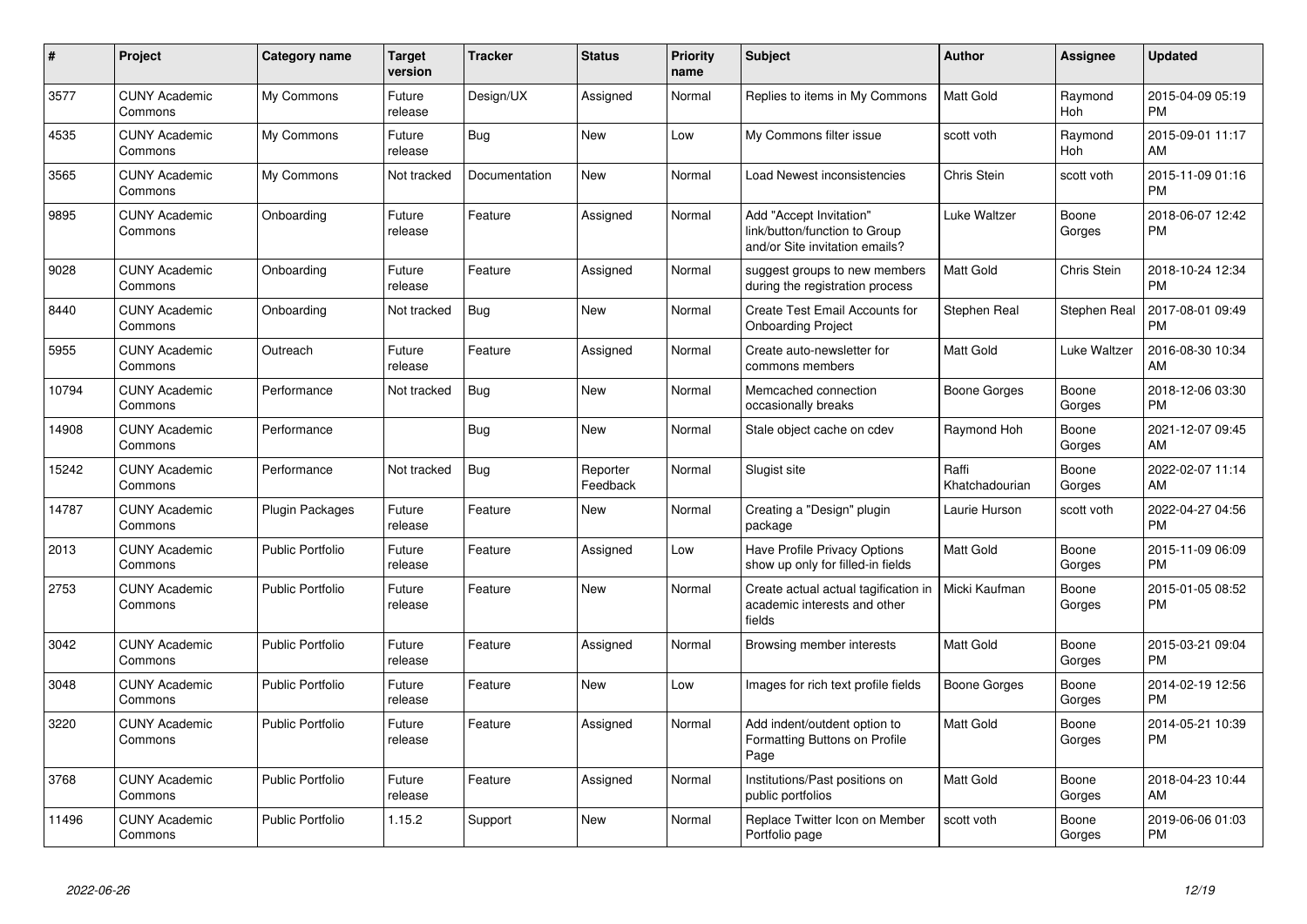| # | Project | Category name | Target version | Tracker | Status | Priority name | Subject | Author | Assignee | Updated |
|---|---|---|---|---|---|---|---|---|---|---|
| 3577 | CUNY Academic Commons | My Commons | Future release | Design/UX | Assigned | Normal | Replies to items in My Commons | Matt Gold | Raymond Hoh | 2015-04-09 05:19 PM |
| 4535 | CUNY Academic Commons | My Commons | Future release | Bug | New | Low | My Commons filter issue | scott voth | Raymond Hoh | 2015-09-01 11:17 AM |
| 3565 | CUNY Academic Commons | My Commons | Not tracked | Documentation | New | Normal | Load Newest inconsistencies | Chris Stein | scott voth | 2015-11-09 01:16 PM |
| 9895 | CUNY Academic Commons | Onboarding | Future release | Feature | Assigned | Normal | Add "Accept Invitation" link/button/function to Group and/or Site invitation emails? | Luke Waltzer | Boone Gorges | 2018-06-07 12:42 PM |
| 9028 | CUNY Academic Commons | Onboarding | Future release | Feature | Assigned | Normal | suggest groups to new members during the registration process | Matt Gold | Chris Stein | 2018-10-24 12:34 PM |
| 8440 | CUNY Academic Commons | Onboarding | Not tracked | Bug | New | Normal | Create Test Email Accounts for Onboarding Project | Stephen Real | Stephen Real | 2017-08-01 09:49 PM |
| 5955 | CUNY Academic Commons | Outreach | Future release | Feature | Assigned | Normal | Create auto-newsletter for commons members | Matt Gold | Luke Waltzer | 2016-08-30 10:34 AM |
| 10794 | CUNY Academic Commons | Performance | Not tracked | Bug | New | Normal | Memcached connection occasionally breaks | Boone Gorges | Boone Gorges | 2018-12-06 03:30 PM |
| 14908 | CUNY Academic Commons | Performance | | Bug | New | Normal | Stale object cache on cdev | Raymond Hoh | Boone Gorges | 2021-12-07 09:45 AM |
| 15242 | CUNY Academic Commons | Performance | Not tracked | Bug | Reporter Feedback | Normal | Slugist site | Raffi Khatchadourian | Boone Gorges | 2022-02-07 11:14 AM |
| 14787 | CUNY Academic Commons | Plugin Packages | Future release | Feature | New | Normal | Creating a "Design" plugin package | Laurie Hurson | scott voth | 2022-04-27 04:56 PM |
| 2013 | CUNY Academic Commons | Public Portfolio | Future release | Feature | Assigned | Low | Have Profile Privacy Options show up only for filled-in fields | Matt Gold | Boone Gorges | 2015-11-09 06:09 PM |
| 2753 | CUNY Academic Commons | Public Portfolio | Future release | Feature | New | Normal | Create actual actual tagification in academic interests and other fields | Micki Kaufman | Boone Gorges | 2015-01-05 08:52 PM |
| 3042 | CUNY Academic Commons | Public Portfolio | Future release | Feature | Assigned | Normal | Browsing member interests | Matt Gold | Boone Gorges | 2015-03-21 09:04 PM |
| 3048 | CUNY Academic Commons | Public Portfolio | Future release | Feature | New | Low | Images for rich text profile fields | Boone Gorges | Boone Gorges | 2014-02-19 12:56 PM |
| 3220 | CUNY Academic Commons | Public Portfolio | Future release | Feature | Assigned | Normal | Add indent/outdent option to Formatting Buttons on Profile Page | Matt Gold | Boone Gorges | 2014-05-21 10:39 PM |
| 3768 | CUNY Academic Commons | Public Portfolio | Future release | Feature | Assigned | Normal | Institutions/Past positions on public portfolios | Matt Gold | Boone Gorges | 2018-04-23 10:44 AM |
| 11496 | CUNY Academic Commons | Public Portfolio | 1.15.2 | Support | New | Normal | Replace Twitter Icon on Member Portfolio page | scott voth | Boone Gorges | 2019-06-06 01:03 PM |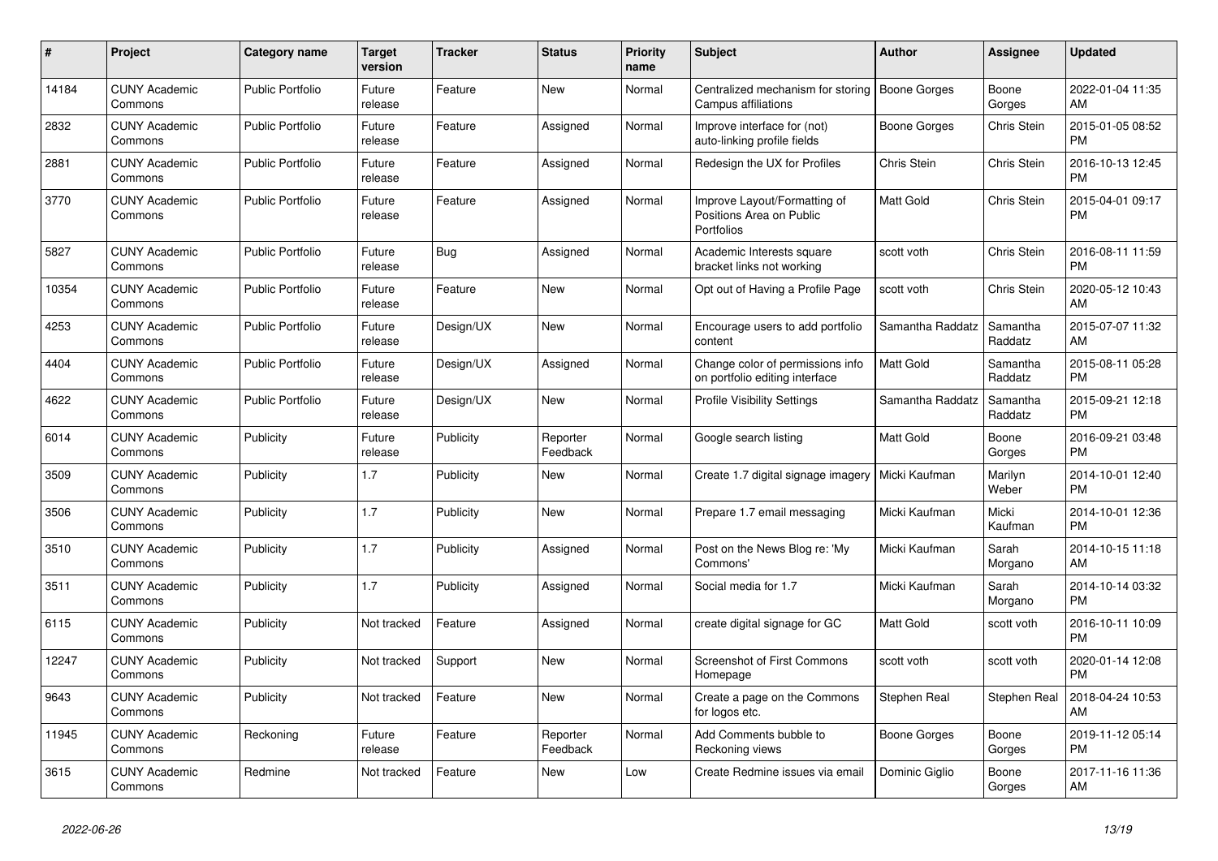| # | Project | Category name | Target version | Tracker | Status | Priority name | Subject | Author | Assignee | Updated |
|---|---|---|---|---|---|---|---|---|---|---|
| 14184 | CUNY Academic Commons | Public Portfolio | Future release | Feature | New | Normal | Centralized mechanism for storing Campus affiliations | Boone Gorges | Boone Gorges | 2022-01-04 11:35 AM |
| 2832 | CUNY Academic Commons | Public Portfolio | Future release | Feature | Assigned | Normal | Improve interface for (not) auto-linking profile fields | Boone Gorges | Chris Stein | 2015-01-05 08:52 PM |
| 2881 | CUNY Academic Commons | Public Portfolio | Future release | Feature | Assigned | Normal | Redesign the UX for Profiles | Chris Stein | Chris Stein | 2016-10-13 12:45 PM |
| 3770 | CUNY Academic Commons | Public Portfolio | Future release | Feature | Assigned | Normal | Improve Layout/Formatting of Positions Area on Public Portfolios | Matt Gold | Chris Stein | 2015-04-01 09:17 PM |
| 5827 | CUNY Academic Commons | Public Portfolio | Future release | Bug | Assigned | Normal | Academic Interests square bracket links not working | scott voth | Chris Stein | 2016-08-11 11:59 PM |
| 10354 | CUNY Academic Commons | Public Portfolio | Future release | Feature | New | Normal | Opt out of Having a Profile Page | scott voth | Chris Stein | 2020-05-12 10:43 AM |
| 4253 | CUNY Academic Commons | Public Portfolio | Future release | Design/UX | New | Normal | Encourage users to add portfolio content | Samantha Raddatz | Samantha Raddatz | 2015-07-07 11:32 AM |
| 4404 | CUNY Academic Commons | Public Portfolio | Future release | Design/UX | Assigned | Normal | Change color of permissions info on portfolio editing interface | Matt Gold | Samantha Raddatz | 2015-08-11 05:28 PM |
| 4622 | CUNY Academic Commons | Public Portfolio | Future release | Design/UX | New | Normal | Profile Visibility Settings | Samantha Raddatz | Samantha Raddatz | 2015-09-21 12:18 PM |
| 6014 | CUNY Academic Commons | Publicity | Future release | Publicity | Reporter Feedback | Normal | Google search listing | Matt Gold | Boone Gorges | 2016-09-21 03:48 PM |
| 3509 | CUNY Academic Commons | Publicity | 1.7 | Publicity | New | Normal | Create 1.7 digital signage imagery | Micki Kaufman | Marilyn Weber | 2014-10-01 12:40 PM |
| 3506 | CUNY Academic Commons | Publicity | 1.7 | Publicity | New | Normal | Prepare 1.7 email messaging | Micki Kaufman | Micki Kaufman | 2014-10-01 12:36 PM |
| 3510 | CUNY Academic Commons | Publicity | 1.7 | Publicity | Assigned | Normal | Post on the News Blog re: 'My Commons' | Micki Kaufman | Sarah Morgano | 2014-10-15 11:18 AM |
| 3511 | CUNY Academic Commons | Publicity | 1.7 | Publicity | Assigned | Normal | Social media for 1.7 | Micki Kaufman | Sarah Morgano | 2014-10-14 03:32 PM |
| 6115 | CUNY Academic Commons | Publicity | Not tracked | Feature | Assigned | Normal | create digital signage for GC | Matt Gold | scott voth | 2016-10-11 10:09 PM |
| 12247 | CUNY Academic Commons | Publicity | Not tracked | Support | New | Normal | Screenshot of First Commons Homepage | scott voth | scott voth | 2020-01-14 12:08 PM |
| 9643 | CUNY Academic Commons | Publicity | Not tracked | Feature | New | Normal | Create a page on the Commons for logos etc. | Stephen Real | Stephen Real | 2018-04-24 10:53 AM |
| 11945 | CUNY Academic Commons | Reckoning | Future release | Feature | Reporter Feedback | Normal | Add Comments bubble to Reckoning views | Boone Gorges | Boone Gorges | 2019-11-12 05:14 PM |
| 3615 | CUNY Academic Commons | Redmine | Not tracked | Feature | New | Low | Create Redmine issues via email | Dominic Giglio | Boone Gorges | 2017-11-16 11:36 AM |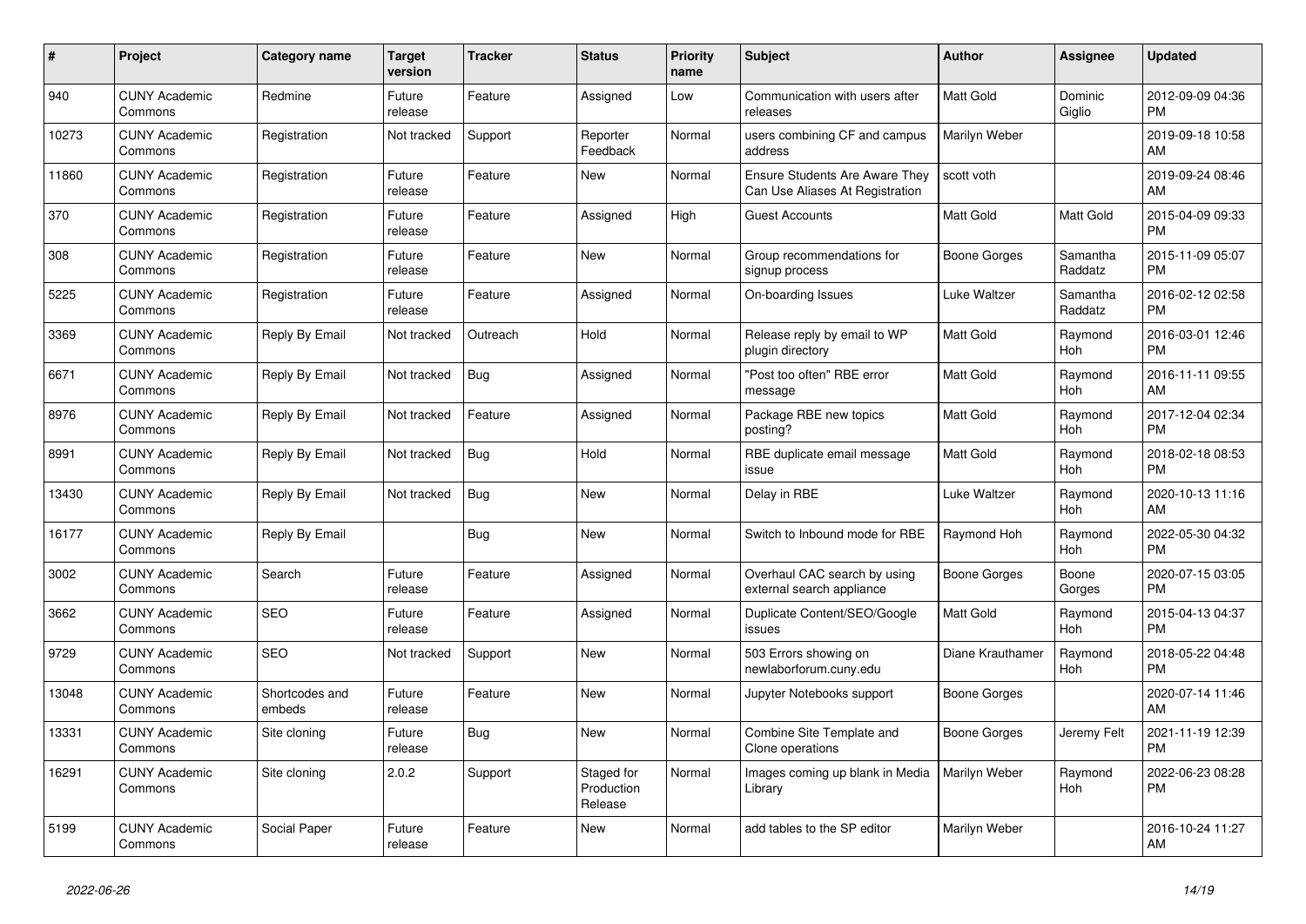| # | Project | Category name | Target version | Tracker | Status | Priority name | Subject | Author | Assignee | Updated |
|---|---|---|---|---|---|---|---|---|---|---|
| 940 | CUNY Academic Commons | Redmine | Future release | Feature | Assigned | Low | Communication with users after releases | Matt Gold | Dominic Giglio | 2012-09-09 04:36 PM |
| 10273 | CUNY Academic Commons | Registration | Not tracked | Support | Reporter Feedback | Normal | users combining CF and campus address | Marilyn Weber | | 2019-09-18 10:58 AM |
| 11860 | CUNY Academic Commons | Registration | Future release | Feature | New | Normal | Ensure Students Are Aware They Can Use Aliases At Registration | scott voth | | 2019-09-24 08:46 AM |
| 370 | CUNY Academic Commons | Registration | Future release | Feature | Assigned | High | Guest Accounts | Matt Gold | Matt Gold | 2015-04-09 09:33 PM |
| 308 | CUNY Academic Commons | Registration | Future release | Feature | New | Normal | Group recommendations for signup process | Boone Gorges | Samantha Raddatz | 2015-11-09 05:07 PM |
| 5225 | CUNY Academic Commons | Registration | Future release | Feature | Assigned | Normal | On-boarding Issues | Luke Waltzer | Samantha Raddatz | 2016-02-12 02:58 PM |
| 3369 | CUNY Academic Commons | Reply By Email | Not tracked | Outreach | Hold | Normal | Release reply by email to WP plugin directory | Matt Gold | Raymond Hoh | 2016-03-01 12:46 PM |
| 6671 | CUNY Academic Commons | Reply By Email | Not tracked | Bug | Assigned | Normal | "Post too often" RBE error message | Matt Gold | Raymond Hoh | 2016-11-11 09:55 AM |
| 8976 | CUNY Academic Commons | Reply By Email | Not tracked | Feature | Assigned | Normal | Package RBE new topics posting? | Matt Gold | Raymond Hoh | 2017-12-04 02:34 PM |
| 8991 | CUNY Academic Commons | Reply By Email | Not tracked | Bug | Hold | Normal | RBE duplicate email message issue | Matt Gold | Raymond Hoh | 2018-02-18 08:53 PM |
| 13430 | CUNY Academic Commons | Reply By Email | Not tracked | Bug | New | Normal | Delay in RBE | Luke Waltzer | Raymond Hoh | 2020-10-13 11:16 AM |
| 16177 | CUNY Academic Commons | Reply By Email | | Bug | New | Normal | Switch to Inbound mode for RBE | Raymond Hoh | Raymond Hoh | 2022-05-30 04:32 PM |
| 3002 | CUNY Academic Commons | Search | Future release | Feature | Assigned | Normal | Overhaul CAC search by using external search appliance | Boone Gorges | Boone Gorges | 2020-07-15 03:05 PM |
| 3662 | CUNY Academic Commons | SEO | Future release | Feature | Assigned | Normal | Duplicate Content/SEO/Google issues | Matt Gold | Raymond Hoh | 2015-04-13 04:37 PM |
| 9729 | CUNY Academic Commons | SEO | Not tracked | Support | New | Normal | 503 Errors showing on newlaborforum.cuny.edu | Diane Krauthamer | Raymond Hoh | 2018-05-22 04:48 PM |
| 13048 | CUNY Academic Commons | Shortcodes and embeds | Future release | Feature | New | Normal | Jupyter Notebooks support | Boone Gorges | | 2020-07-14 11:46 AM |
| 13331 | CUNY Academic Commons | Site cloning | Future release | Bug | New | Normal | Combine Site Template and Clone operations | Boone Gorges | Jeremy Felt | 2021-11-19 12:39 PM |
| 16291 | CUNY Academic Commons | Site cloning | 2.0.2 | Support | Staged for Production Release | Normal | Images coming up blank in Media Library | Marilyn Weber | Raymond Hoh | 2022-06-23 08:28 PM |
| 5199 | CUNY Academic Commons | Social Paper | Future release | Feature | New | Normal | add tables to the SP editor | Marilyn Weber | | 2016-10-24 11:27 AM |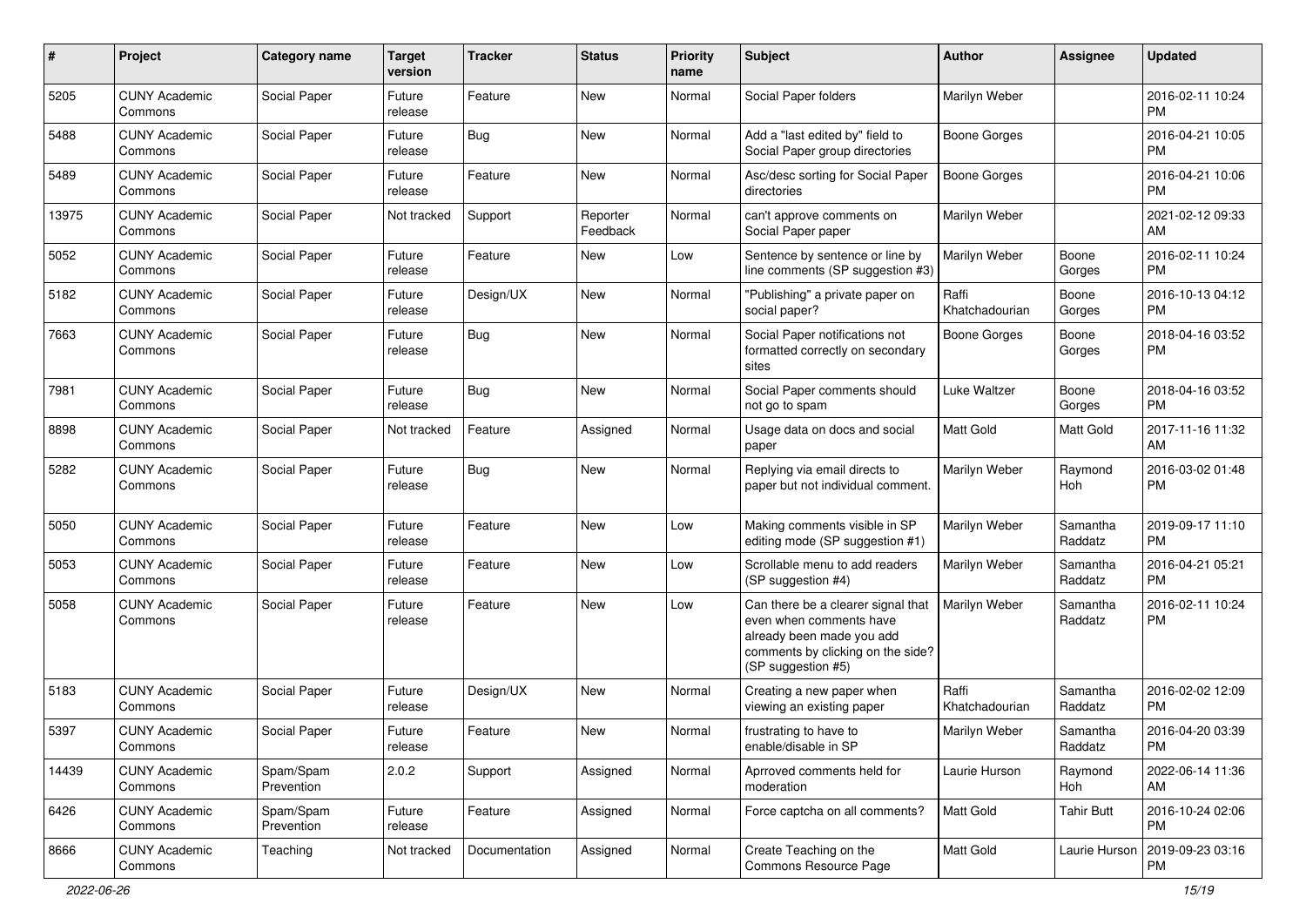| # | Project | Category name | Target version | Tracker | Status | Priority name | Subject | Author | Assignee | Updated |
|---|---|---|---|---|---|---|---|---|---|---|
| 5205 | CUNY Academic Commons | Social Paper | Future release | Feature | New | Normal | Social Paper folders | Marilyn Weber | | 2016-02-11 10:24 PM |
| 5488 | CUNY Academic Commons | Social Paper | Future release | Bug | New | Normal | Add a "last edited by" field to Social Paper group directories | Boone Gorges | | 2016-04-21 10:05 PM |
| 5489 | CUNY Academic Commons | Social Paper | Future release | Feature | New | Normal | Asc/desc sorting for Social Paper directories | Boone Gorges | | 2016-04-21 10:06 PM |
| 13975 | CUNY Academic Commons | Social Paper | Not tracked | Support | Reporter Feedback | Normal | can't approve comments on Social Paper paper | Marilyn Weber | | 2021-02-12 09:33 AM |
| 5052 | CUNY Academic Commons | Social Paper | Future release | Feature | New | Low | Sentence by sentence or line by line comments (SP suggestion #3) | Marilyn Weber | Boone Gorges | 2016-02-11 10:24 PM |
| 5182 | CUNY Academic Commons | Social Paper | Future release | Design/UX | New | Normal | "Publishing" a private paper on social paper? | Raffi Khatchadourian | Boone Gorges | 2016-10-13 04:12 PM |
| 7663 | CUNY Academic Commons | Social Paper | Future release | Bug | New | Normal | Social Paper notifications not formatted correctly on secondary sites | Boone Gorges | Boone Gorges | 2018-04-16 03:52 PM |
| 7981 | CUNY Academic Commons | Social Paper | Future release | Bug | New | Normal | Social Paper comments should not go to spam | Luke Waltzer | Boone Gorges | 2018-04-16 03:52 PM |
| 8898 | CUNY Academic Commons | Social Paper | Not tracked | Feature | Assigned | Normal | Usage data on docs and social paper | Matt Gold | Matt Gold | 2017-11-16 11:32 AM |
| 5282 | CUNY Academic Commons | Social Paper | Future release | Bug | New | Normal | Replying via email directs to paper but not individual comment. | Marilyn Weber | Raymond Hoh | 2016-03-02 01:48 PM |
| 5050 | CUNY Academic Commons | Social Paper | Future release | Feature | New | Low | Making comments visible in SP editing mode (SP suggestion #1) | Marilyn Weber | Samantha Raddatz | 2019-09-17 11:10 PM |
| 5053 | CUNY Academic Commons | Social Paper | Future release | Feature | New | Low | Scrollable menu to add readers (SP suggestion #4) | Marilyn Weber | Samantha Raddatz | 2016-04-21 05:21 PM |
| 5058 | CUNY Academic Commons | Social Paper | Future release | Feature | New | Low | Can there be a clearer signal that even when comments have already been made you add comments by clicking on the side? (SP suggestion #5) | Marilyn Weber | Samantha Raddatz | 2016-02-11 10:24 PM |
| 5183 | CUNY Academic Commons | Social Paper | Future release | Design/UX | New | Normal | Creating a new paper when viewing an existing paper | Raffi Khatchadourian | Samantha Raddatz | 2016-02-02 12:09 PM |
| 5397 | CUNY Academic Commons | Social Paper | Future release | Feature | New | Normal | frustrating to have to enable/disable in SP | Marilyn Weber | Samantha Raddatz | 2016-04-20 03:39 PM |
| 14439 | CUNY Academic Commons | Spam/Spam Prevention | 2.0.2 | Support | Assigned | Normal | Aprroved comments held for moderation | Laurie Hurson | Raymond Hoh | 2022-06-14 11:36 AM |
| 6426 | CUNY Academic Commons | Spam/Spam Prevention | Future release | Feature | Assigned | Normal | Force captcha on all comments? | Matt Gold | Tahir Butt | 2016-10-24 02:06 PM |
| 8666 | CUNY Academic Commons | Teaching | Not tracked | Documentation | Assigned | Normal | Create Teaching on the Commons Resource Page | Matt Gold | Laurie Hurson | 2019-09-23 03:16 PM |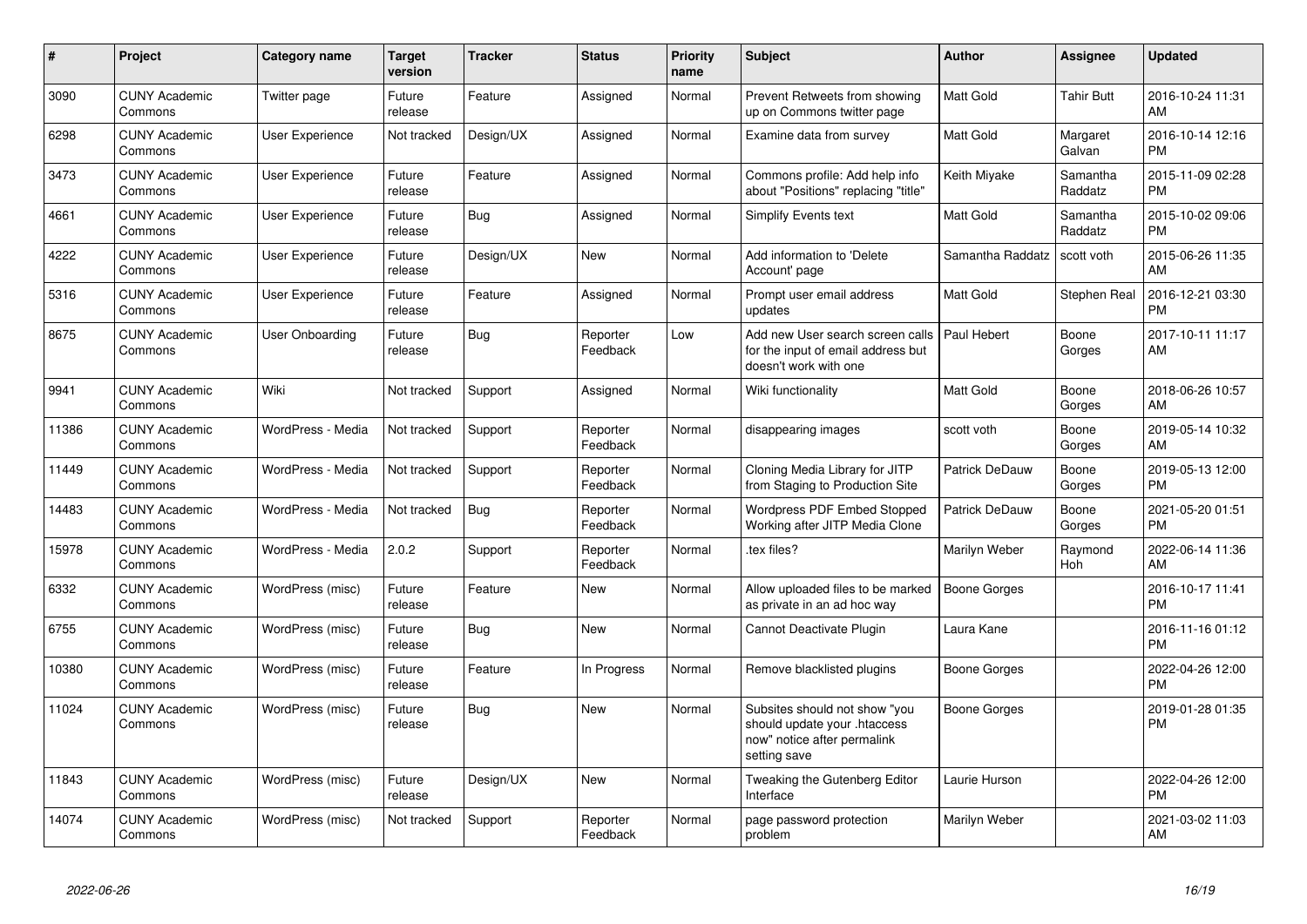| # | Project | Category name | Target version | Tracker | Status | Priority name | Subject | Author | Assignee | Updated |
|---|---|---|---|---|---|---|---|---|---|---|
| 3090 | CUNY Academic Commons | Twitter page | Future release | Feature | Assigned | Normal | Prevent Retweets from showing up on Commons twitter page | Matt Gold | Tahir Butt | 2016-10-24 11:31 AM |
| 6298 | CUNY Academic Commons | User Experience | Not tracked | Design/UX | Assigned | Normal | Examine data from survey | Matt Gold | Margaret Galvan | 2016-10-14 12:16 PM |
| 3473 | CUNY Academic Commons | User Experience | Future release | Feature | Assigned | Normal | Commons profile: Add help info about "Positions" replacing "title" | Keith Miyake | Samantha Raddatz | 2015-11-09 02:28 PM |
| 4661 | CUNY Academic Commons | User Experience | Future release | Bug | Assigned | Normal | Simplify Events text | Matt Gold | Samantha Raddatz | 2015-10-02 09:06 PM |
| 4222 | CUNY Academic Commons | User Experience | Future release | Design/UX | New | Normal | Add information to 'Delete Account' page | Samantha Raddatz | scott voth | 2015-06-26 11:35 AM |
| 5316 | CUNY Academic Commons | User Experience | Future release | Feature | Assigned | Normal | Prompt user email address updates | Matt Gold | Stephen Real | 2016-12-21 03:30 PM |
| 8675 | CUNY Academic Commons | User Onboarding | Future release | Bug | Reporter Feedback | Low | Add new User search screen calls for the input of email address but doesn't work with one | Paul Hebert | Boone Gorges | 2017-10-11 11:17 AM |
| 9941 | CUNY Academic Commons | Wiki | Not tracked | Support | Assigned | Normal | Wiki functionality | Matt Gold | Boone Gorges | 2018-06-26 10:57 AM |
| 11386 | CUNY Academic Commons | WordPress - Media | Not tracked | Support | Reporter Feedback | Normal | disappearing images | scott voth | Boone Gorges | 2019-05-14 10:32 AM |
| 11449 | CUNY Academic Commons | WordPress - Media | Not tracked | Support | Reporter Feedback | Normal | Cloning Media Library for JITP from Staging to Production Site | Patrick DeDauw | Boone Gorges | 2019-05-13 12:00 PM |
| 14483 | CUNY Academic Commons | WordPress - Media | Not tracked | Bug | Reporter Feedback | Normal | Wordpress PDF Embed Stopped Working after JITP Media Clone | Patrick DeDauw | Boone Gorges | 2021-05-20 01:51 PM |
| 15978 | CUNY Academic Commons | WordPress - Media | 2.0.2 | Support | Reporter Feedback | Normal | .tex files? | Marilyn Weber | Raymond Hoh | 2022-06-14 11:36 AM |
| 6332 | CUNY Academic Commons | WordPress (misc) | Future release | Feature | New | Normal | Allow uploaded files to be marked as private in an ad hoc way | Boone Gorges | | 2016-10-17 11:41 PM |
| 6755 | CUNY Academic Commons | WordPress (misc) | Future release | Bug | New | Normal | Cannot Deactivate Plugin | Laura Kane | | 2016-11-16 01:12 PM |
| 10380 | CUNY Academic Commons | WordPress (misc) | Future release | Feature | In Progress | Normal | Remove blacklisted plugins | Boone Gorges | | 2022-04-26 12:00 PM |
| 11024 | CUNY Academic Commons | WordPress (misc) | Future release | Bug | New | Normal | Subsites should not show "you should update your .htaccess now" notice after permalink setting save | Boone Gorges | | 2019-01-28 01:35 PM |
| 11843 | CUNY Academic Commons | WordPress (misc) | Future release | Design/UX | New | Normal | Tweaking the Gutenberg Editor Interface | Laurie Hurson | | 2022-04-26 12:00 PM |
| 14074 | CUNY Academic Commons | WordPress (misc) | Not tracked | Support | Reporter Feedback | Normal | page password protection problem | Marilyn Weber | | 2021-03-02 11:03 AM |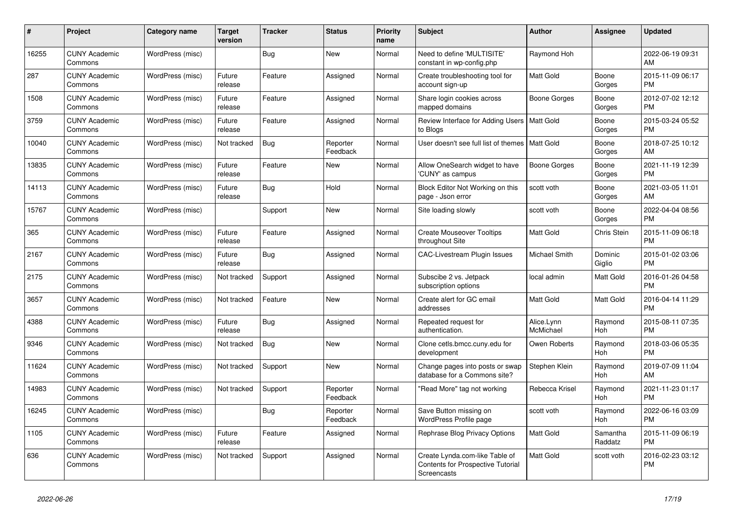| # | Project | Category name | Target version | Tracker | Status | Priority name | Subject | Author | Assignee | Updated |
|---|---|---|---|---|---|---|---|---|---|---|
| 16255 | CUNY Academic Commons | WordPress (misc) | | Bug | New | Normal | Need to define 'MULTISITE' constant in wp-config.php | Raymond Hoh | | 2022-06-19 09:31 AM |
| 287 | CUNY Academic Commons | WordPress (misc) | Future release | Feature | Assigned | Normal | Create troubleshooting tool for account sign-up | Matt Gold | Boone Gorges | 2015-11-09 06:17 PM |
| 1508 | CUNY Academic Commons | WordPress (misc) | Future release | Feature | Assigned | Normal | Share login cookies across mapped domains | Boone Gorges | Boone Gorges | 2012-07-02 12:12 PM |
| 3759 | CUNY Academic Commons | WordPress (misc) | Future release | Feature | Assigned | Normal | Review Interface for Adding Users to Blogs | Matt Gold | Boone Gorges | 2015-03-24 05:52 PM |
| 10040 | CUNY Academic Commons | WordPress (misc) | Not tracked | Bug | Reporter Feedback | Normal | User doesn't see full list of themes | Matt Gold | Boone Gorges | 2018-07-25 10:12 AM |
| 13835 | CUNY Academic Commons | WordPress (misc) | Future release | Feature | New | Normal | Allow OneSearch widget to have 'CUNY' as campus | Boone Gorges | Boone Gorges | 2021-11-19 12:39 PM |
| 14113 | CUNY Academic Commons | WordPress (misc) | Future release | Bug | Hold | Normal | Block Editor Not Working on this page - Json error | scott voth | Boone Gorges | 2021-03-05 11:01 AM |
| 15767 | CUNY Academic Commons | WordPress (misc) | | Support | New | Normal | Site loading slowly | scott voth | Boone Gorges | 2022-04-04 08:56 PM |
| 365 | CUNY Academic Commons | WordPress (misc) | Future release | Feature | Assigned | Normal | Create Mouseover Tooltips throughout Site | Matt Gold | Chris Stein | 2015-11-09 06:18 PM |
| 2167 | CUNY Academic Commons | WordPress (misc) | Future release | Bug | Assigned | Normal | CAC-Livestream Plugin Issues | Michael Smith | Dominic Giglio | 2015-01-02 03:06 PM |
| 2175 | CUNY Academic Commons | WordPress (misc) | Not tracked | Support | Assigned | Normal | Subscibe 2 vs. Jetpack subscription options | local admin | Matt Gold | 2016-01-26 04:58 PM |
| 3657 | CUNY Academic Commons | WordPress (misc) | Not tracked | Feature | New | Normal | Create alert for GC email addresses | Matt Gold | Matt Gold | 2016-04-14 11:29 PM |
| 4388 | CUNY Academic Commons | WordPress (misc) | Future release | Bug | Assigned | Normal | Repeated request for authentication. | Alice.Lynn McMichael | Raymond Hoh | 2015-08-11 07:35 PM |
| 9346 | CUNY Academic Commons | WordPress (misc) | Not tracked | Bug | New | Normal | Clone cetls.bmcc.cuny.edu for development | Owen Roberts | Raymond Hoh | 2018-03-06 05:35 PM |
| 11624 | CUNY Academic Commons | WordPress (misc) | Not tracked | Support | New | Normal | Change pages into posts or swap database for a Commons site? | Stephen Klein | Raymond Hoh | 2019-07-09 11:04 AM |
| 14983 | CUNY Academic Commons | WordPress (misc) | Not tracked | Support | Reporter Feedback | Normal | "Read More" tag not working | Rebecca Krisel | Raymond Hoh | 2021-11-23 01:17 PM |
| 16245 | CUNY Academic Commons | WordPress (misc) | | Bug | Reporter Feedback | Normal | Save Button missing on WordPress Profile page | scott voth | Raymond Hoh | 2022-06-16 03:09 PM |
| 1105 | CUNY Academic Commons | WordPress (misc) | Future release | Feature | Assigned | Normal | Rephrase Blog Privacy Options | Matt Gold | Samantha Raddatz | 2015-11-09 06:19 PM |
| 636 | CUNY Academic Commons | WordPress (misc) | Not tracked | Support | Assigned | Normal | Create Lynda.com-like Table of Contents for Prospective Tutorial Screencasts | Matt Gold | scott voth | 2016-02-23 03:12 PM |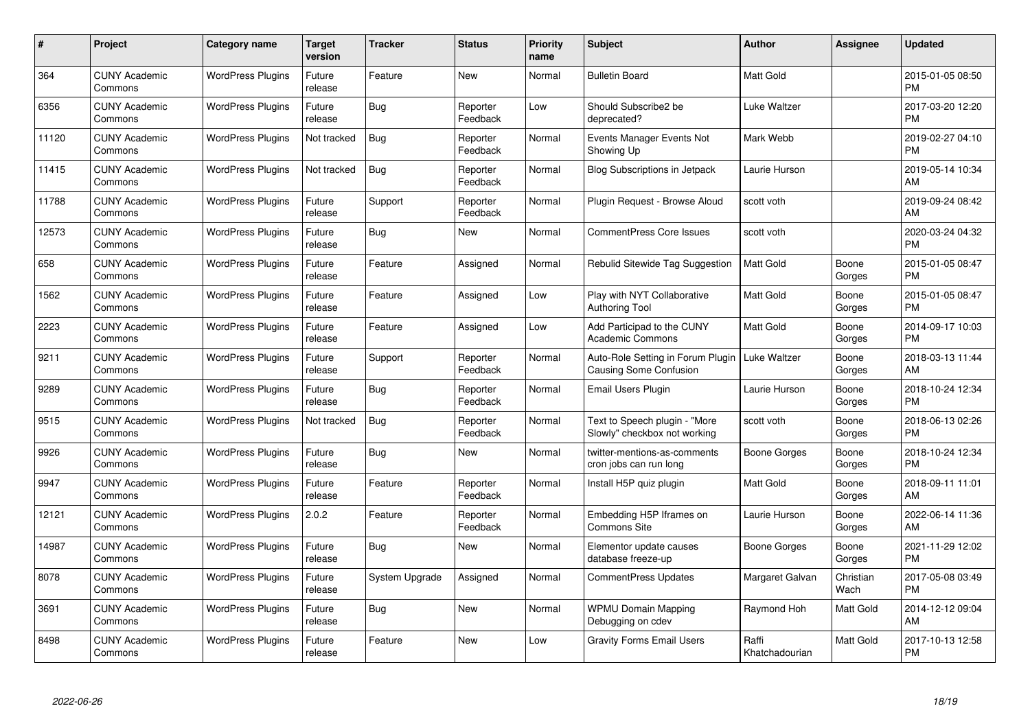| # | Project | Category name | Target version | Tracker | Status | Priority name | Subject | Author | Assignee | Updated |
|---|---|---|---|---|---|---|---|---|---|---|
| 364 | CUNY Academic Commons | WordPress Plugins | Future release | Feature | New | Normal | Bulletin Board | Matt Gold | | 2015-01-05 08:50 PM |
| 6356 | CUNY Academic Commons | WordPress Plugins | Future release | Bug | Reporter Feedback | Low | Should Subscribe2 be deprecated? | Luke Waltzer | | 2017-03-20 12:20 PM |
| 11120 | CUNY Academic Commons | WordPress Plugins | Not tracked | Bug | Reporter Feedback | Normal | Events Manager Events Not Showing Up | Mark Webb | | 2019-02-27 04:10 PM |
| 11415 | CUNY Academic Commons | WordPress Plugins | Not tracked | Bug | Reporter Feedback | Normal | Blog Subscriptions in Jetpack | Laurie Hurson | | 2019-05-14 10:34 AM |
| 11788 | CUNY Academic Commons | WordPress Plugins | Future release | Support | Reporter Feedback | Normal | Plugin Request - Browse Aloud | scott voth | | 2019-09-24 08:42 AM |
| 12573 | CUNY Academic Commons | WordPress Plugins | Future release | Bug | New | Normal | CommentPress Core Issues | scott voth | | 2020-03-24 04:32 PM |
| 658 | CUNY Academic Commons | WordPress Plugins | Future release | Feature | Assigned | Normal | Rebulid Sitewide Tag Suggestion | Matt Gold | Boone Gorges | 2015-01-05 08:47 PM |
| 1562 | CUNY Academic Commons | WordPress Plugins | Future release | Feature | Assigned | Low | Play with NYT Collaborative Authoring Tool | Matt Gold | Boone Gorges | 2015-01-05 08:47 PM |
| 2223 | CUNY Academic Commons | WordPress Plugins | Future release | Feature | Assigned | Low | Add Participad to the CUNY Academic Commons | Matt Gold | Boone Gorges | 2014-09-17 10:03 PM |
| 9211 | CUNY Academic Commons | WordPress Plugins | Future release | Support | Reporter Feedback | Normal | Auto-Role Setting in Forum Plugin Causing Some Confusion | Luke Waltzer | Boone Gorges | 2018-03-13 11:44 AM |
| 9289 | CUNY Academic Commons | WordPress Plugins | Future release | Bug | Reporter Feedback | Normal | Email Users Plugin | Laurie Hurson | Boone Gorges | 2018-10-24 12:34 PM |
| 9515 | CUNY Academic Commons | WordPress Plugins | Not tracked | Bug | Reporter Feedback | Normal | Text to Speech plugin - "More Slowly" checkbox not working | scott voth | Boone Gorges | 2018-06-13 02:26 PM |
| 9926 | CUNY Academic Commons | WordPress Plugins | Future release | Bug | New | Normal | twitter-mentions-as-comments cron jobs can run long | Boone Gorges | Boone Gorges | 2018-10-24 12:34 PM |
| 9947 | CUNY Academic Commons | WordPress Plugins | Future release | Feature | Reporter Feedback | Normal | Install H5P quiz plugin | Matt Gold | Boone Gorges | 2018-09-11 11:01 AM |
| 12121 | CUNY Academic Commons | WordPress Plugins | 2.0.2 | Feature | Reporter Feedback | Normal | Embedding H5P Iframes on Commons Site | Laurie Hurson | Boone Gorges | 2022-06-14 11:36 AM |
| 14987 | CUNY Academic Commons | WordPress Plugins | Future release | Bug | New | Normal | Elementor update causes database freeze-up | Boone Gorges | Boone Gorges | 2021-11-29 12:02 PM |
| 8078 | CUNY Academic Commons | WordPress Plugins | Future release | System Upgrade | Assigned | Normal | CommentPress Updates | Margaret Galvan | Christian Wach | 2017-05-08 03:49 PM |
| 3691 | CUNY Academic Commons | WordPress Plugins | Future release | Bug | New | Normal | WPMU Domain Mapping Debugging on cdev | Raymond Hoh | Matt Gold | 2014-12-12 09:04 AM |
| 8498 | CUNY Academic Commons | WordPress Plugins | Future release | Feature | New | Low | Gravity Forms Email Users | Raffi Khatchadourian | Matt Gold | 2017-10-13 12:58 PM |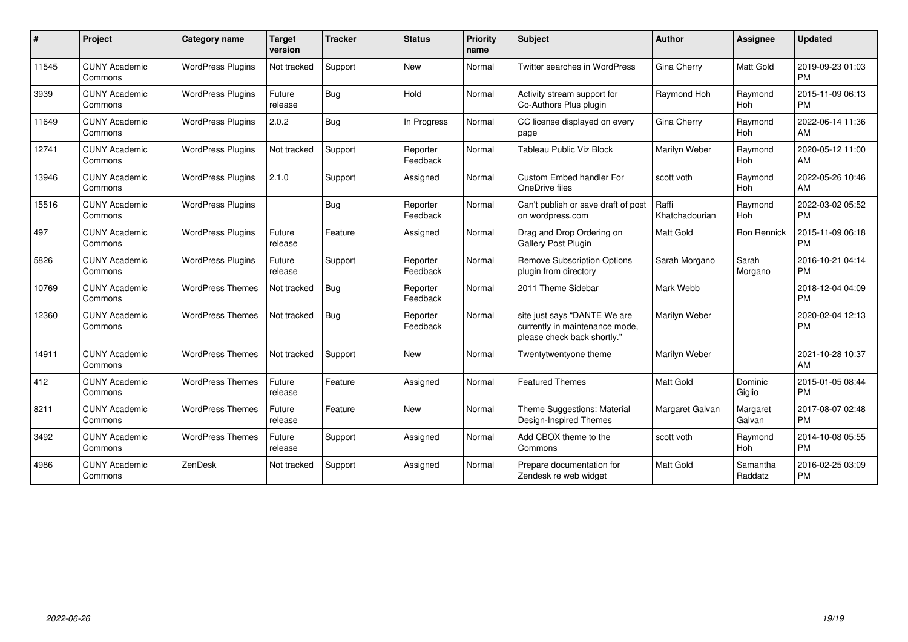| # | Project | Category name | Target version | Tracker | Status | Priority name | Subject | Author | Assignee | Updated |
|---|---|---|---|---|---|---|---|---|---|---|
| 11545 | CUNY Academic Commons | WordPress Plugins | Not tracked | Support | New | Normal | Twitter searches in WordPress | Gina Cherry | Matt Gold | 2019-09-23 01:03 PM |
| 3939 | CUNY Academic Commons | WordPress Plugins | Future release | Bug | Hold | Normal | Activity stream support for Co-Authors Plus plugin | Raymond Hoh | Raymond Hoh | 2015-11-09 06:13 PM |
| 11649 | CUNY Academic Commons | WordPress Plugins | 2.0.2 | Bug | In Progress | Normal | CC license displayed on every page | Gina Cherry | Raymond Hoh | 2022-06-14 11:36 AM |
| 12741 | CUNY Academic Commons | WordPress Plugins | Not tracked | Support | Reporter Feedback | Normal | Tableau Public Viz Block | Marilyn Weber | Raymond Hoh | 2020-05-12 11:00 AM |
| 13946 | CUNY Academic Commons | WordPress Plugins | 2.1.0 | Support | Assigned | Normal | Custom Embed handler For OneDrive files | scott voth | Raymond Hoh | 2022-05-26 10:46 AM |
| 15516 | CUNY Academic Commons | WordPress Plugins | | Bug | Reporter Feedback | Normal | Can't publish or save draft of post on wordpress.com | Raffi Khatchadourian | Raymond Hoh | 2022-03-02 05:52 PM |
| 497 | CUNY Academic Commons | WordPress Plugins | Future release | Feature | Assigned | Normal | Drag and Drop Ordering on Gallery Post Plugin | Matt Gold | Ron Rennick | 2015-11-09 06:18 PM |
| 5826 | CUNY Academic Commons | WordPress Plugins | Future release | Support | Reporter Feedback | Normal | Remove Subscription Options plugin from directory | Sarah Morgano | Sarah Morgano | 2016-10-21 04:14 PM |
| 10769 | CUNY Academic Commons | WordPress Themes | Not tracked | Bug | Reporter Feedback | Normal | 2011 Theme Sidebar | Mark Webb | | 2018-12-04 04:09 PM |
| 12360 | CUNY Academic Commons | WordPress Themes | Not tracked | Bug | Reporter Feedback | Normal | site just says "DANTE We are currently in maintenance mode, please check back shortly." | Marilyn Weber | | 2020-02-04 12:13 PM |
| 14911 | CUNY Academic Commons | WordPress Themes | Not tracked | Support | New | Normal | Twentytwentyone theme | Marilyn Weber | | 2021-10-28 10:37 AM |
| 412 | CUNY Academic Commons | WordPress Themes | Future release | Feature | Assigned | Normal | Featured Themes | Matt Gold | Dominic Giglio | 2015-01-05 08:44 PM |
| 8211 | CUNY Academic Commons | WordPress Themes | Future release | Feature | New | Normal | Theme Suggestions: Material Design-Inspired Themes | Margaret Galvan | Margaret Galvan | 2017-08-07 02:48 PM |
| 3492 | CUNY Academic Commons | WordPress Themes | Future release | Support | Assigned | Normal | Add CBOX theme to the Commons | scott voth | Raymond Hoh | 2014-10-08 05:55 PM |
| 4986 | CUNY Academic Commons | ZenDesk | Not tracked | Support | Assigned | Normal | Prepare documentation for Zendesk re web widget | Matt Gold | Samantha Raddatz | 2016-02-25 03:09 PM |